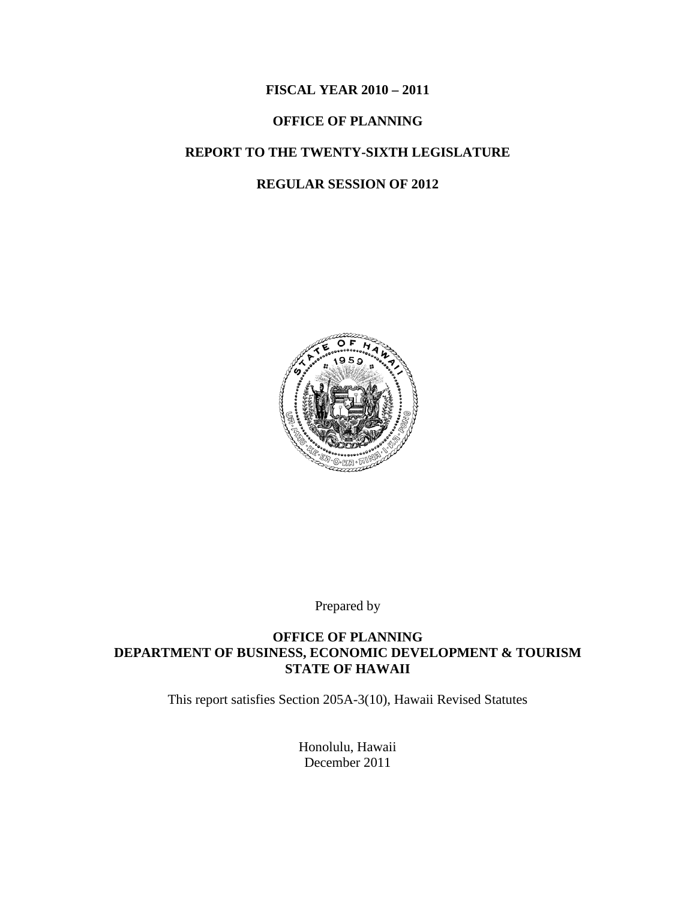**FISCAL YEAR 2010 – 2011**

**OFFICE OF PLANNING**

**REPORT TO THE TWENTY-SIXTH LEGISLATURE**

**REGULAR SESSION OF 2012**

Prepared by

**OFFICE OF PLANNING**
**DEPARTMENT OF BUSINESS, ECONOMIC DEVELOPMENT & TOURISM**
**STATE OF HAWAII**

This report satisfies Section 205A-3(10), Hawaii Revised Statutes

Honolulu, Hawaii
December 2011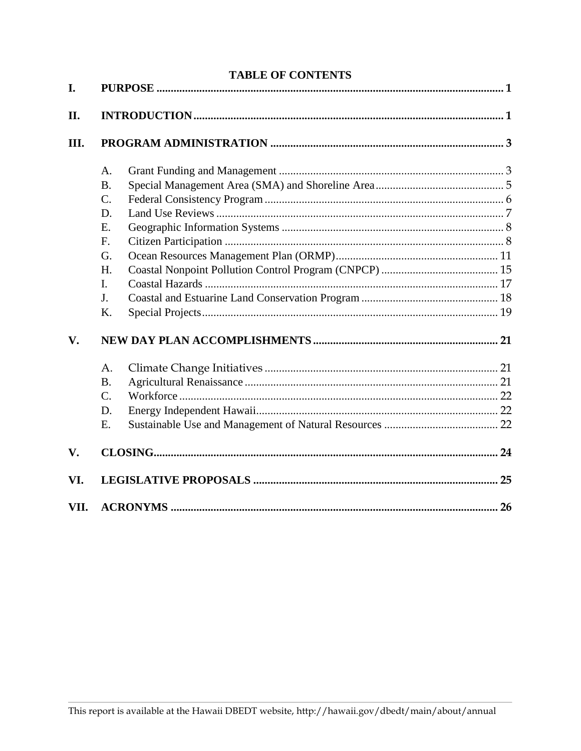# TABLE OF CONTENTS

**I. PURPOSE** ..... **1**

**II. INTRODUCTION** ..... **1**

**III. PROGRAM ADMINISTRATION** ..... **3**

- A. Grant Funding and Management ..... 3
- B. Special Management Area (SMA) and Shoreline Area ..... 5
- C. Federal Consistency Program ..... 6
- D. Land Use Reviews ..... 7
- E. Geographic Information Systems ..... 8
- F. Citizen Participation ..... 8
- G. Ocean Resources Management Plan (ORMP) ..... 11
- H. Coastal Nonpoint Pollution Control Program (CNPCP) ..... 15
- I. Coastal Hazards ..... 17
- J. Coastal and Estuarine Land Conservation Program ..... 18
- K. Special Projects ..... 19

**V. NEW DAY PLAN ACCOMPLISHMENTS** ..... **21**

- A. Climate Change Initiatives ..... 21
- B. Agricultural Renaissance ..... 21
- C. Workforce ..... 22
- D. Energy Independent Hawaii ..... 22
- E. Sustainable Use and Management of Natural Resources ..... 22

**V. CLOSING** ..... **24**

**VI. LEGISLATIVE PROPOSALS** ..... **25**

**VII. ACRONYMS** ..... **26**

This report is available at the Hawaii DBEDT website, http://hawaii.gov/dbedt/main/about/annual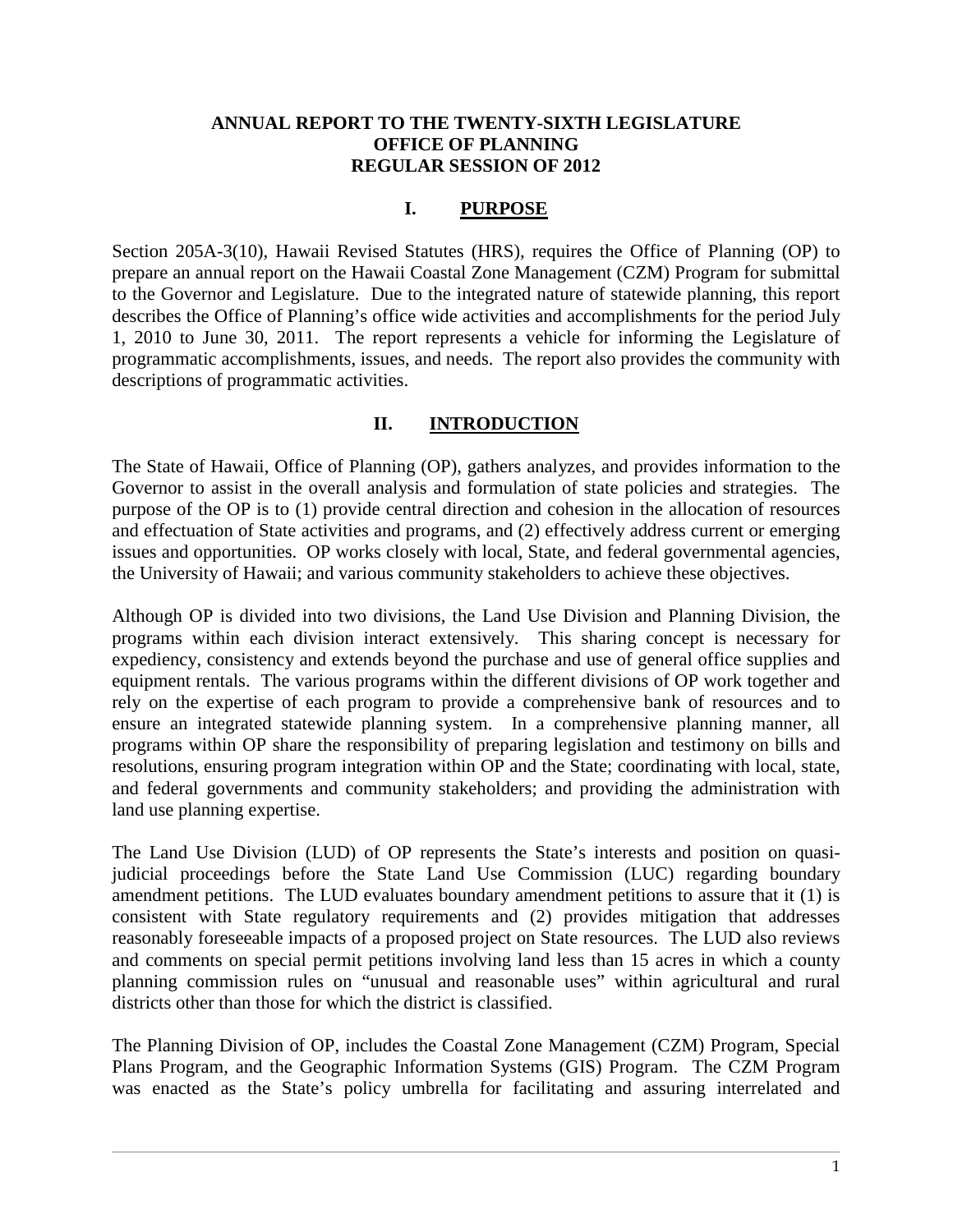**ANNUAL REPORT TO THE TWENTY-SIXTH LEGISLATURE**
**OFFICE OF PLANNING**
**REGULAR SESSION OF 2012**

## I. PURPOSE

Section 205A-3(10), Hawaii Revised Statutes (HRS), requires the Office of Planning (OP) to prepare an annual report on the Hawaii Coastal Zone Management (CZM) Program for submittal to the Governor and Legislature. Due to the integrated nature of statewide planning, this report describes the Office of Planning's office wide activities and accomplishments for the period July 1, 2010 to June 30, 2011. The report represents a vehicle for informing the Legislature of programmatic accomplishments, issues, and needs. The report also provides the community with descriptions of programmatic activities.

## II. INTRODUCTION

The State of Hawaii, Office of Planning (OP), gathers analyzes, and provides information to the Governor to assist in the overall analysis and formulation of state policies and strategies. The purpose of the OP is to (1) provide central direction and cohesion in the allocation of resources and effectuation of State activities and programs, and (2) effectively address current or emerging issues and opportunities. OP works closely with local, State, and federal governmental agencies, the University of Hawaii; and various community stakeholders to achieve these objectives.

Although OP is divided into two divisions, the Land Use Division and Planning Division, the programs within each division interact extensively. This sharing concept is necessary for expediency, consistency and extends beyond the purchase and use of general office supplies and equipment rentals. The various programs within the different divisions of OP work together and rely on the expertise of each program to provide a comprehensive bank of resources and to ensure an integrated statewide planning system. In a comprehensive planning manner, all programs within OP share the responsibility of preparing legislation and testimony on bills and resolutions, ensuring program integration within OP and the State; coordinating with local, state, and federal governments and community stakeholders; and providing the administration with land use planning expertise.

The Land Use Division (LUD) of OP represents the State's interests and position on quasi-judicial proceedings before the State Land Use Commission (LUC) regarding boundary amendment petitions. The LUD evaluates boundary amendment petitions to assure that it (1) is consistent with State regulatory requirements and (2) provides mitigation that addresses reasonably foreseeable impacts of a proposed project on State resources. The LUD also reviews and comments on special permit petitions involving land less than 15 acres in which a county planning commission rules on "unusual and reasonable uses" within agricultural and rural districts other than those for which the district is classified.

The Planning Division of OP, includes the Coastal Zone Management (CZM) Program, Special Plans Program, and the Geographic Information Systems (GIS) Program. The CZM Program was enacted as the State's policy umbrella for facilitating and assuring interrelated and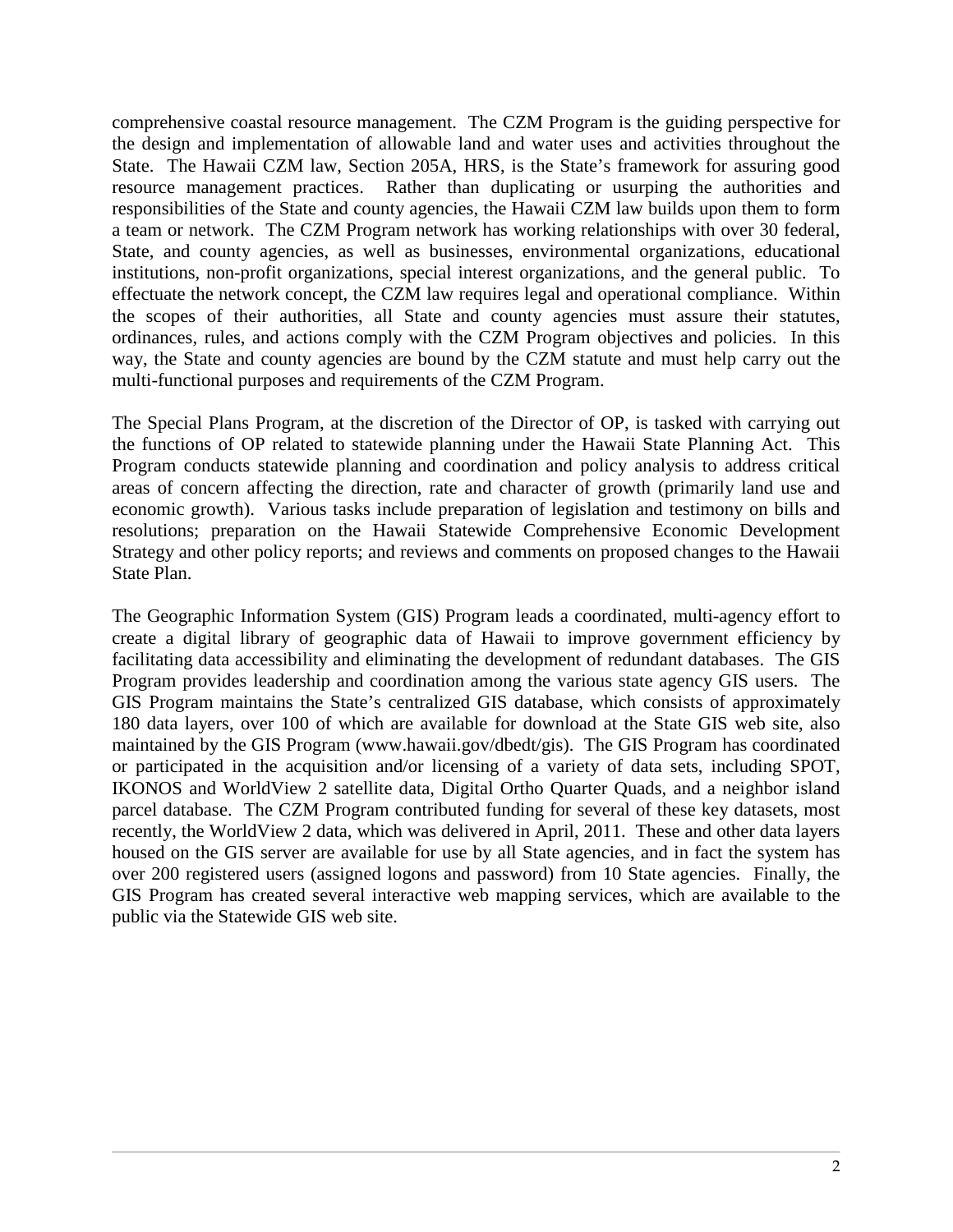comprehensive coastal resource management. The CZM Program is the guiding perspective for the design and implementation of allowable land and water uses and activities throughout the State. The Hawaii CZM law, Section 205A, HRS, is the State's framework for assuring good resource management practices. Rather than duplicating or usurping the authorities and responsibilities of the State and county agencies, the Hawaii CZM law builds upon them to form a team or network. The CZM Program network has working relationships with over 30 federal, State, and county agencies, as well as businesses, environmental organizations, educational institutions, non-profit organizations, special interest organizations, and the general public. To effectuate the network concept, the CZM law requires legal and operational compliance. Within the scopes of their authorities, all State and county agencies must assure their statutes, ordinances, rules, and actions comply with the CZM Program objectives and policies. In this way, the State and county agencies are bound by the CZM statute and must help carry out the multi-functional purposes and requirements of the CZM Program.

The Special Plans Program, at the discretion of the Director of OP, is tasked with carrying out the functions of OP related to statewide planning under the Hawaii State Planning Act. This Program conducts statewide planning and coordination and policy analysis to address critical areas of concern affecting the direction, rate and character of growth (primarily land use and economic growth). Various tasks include preparation of legislation and testimony on bills and resolutions; preparation on the Hawaii Statewide Comprehensive Economic Development Strategy and other policy reports; and reviews and comments on proposed changes to the Hawaii State Plan.

The Geographic Information System (GIS) Program leads a coordinated, multi-agency effort to create a digital library of geographic data of Hawaii to improve government efficiency by facilitating data accessibility and eliminating the development of redundant databases. The GIS Program provides leadership and coordination among the various state agency GIS users. The GIS Program maintains the State's centralized GIS database, which consists of approximately 180 data layers, over 100 of which are available for download at the State GIS web site, also maintained by the GIS Program (www.hawaii.gov/dbedt/gis). The GIS Program has coordinated or participated in the acquisition and/or licensing of a variety of data sets, including SPOT, IKONOS and WorldView 2 satellite data, Digital Ortho Quarter Quads, and a neighbor island parcel database. The CZM Program contributed funding for several of these key datasets, most recently, the WorldView 2 data, which was delivered in April, 2011. These and other data layers housed on the GIS server are available for use by all State agencies, and in fact the system has over 200 registered users (assigned logons and password) from 10 State agencies. Finally, the GIS Program has created several interactive web mapping services, which are available to the public via the Statewide GIS web site.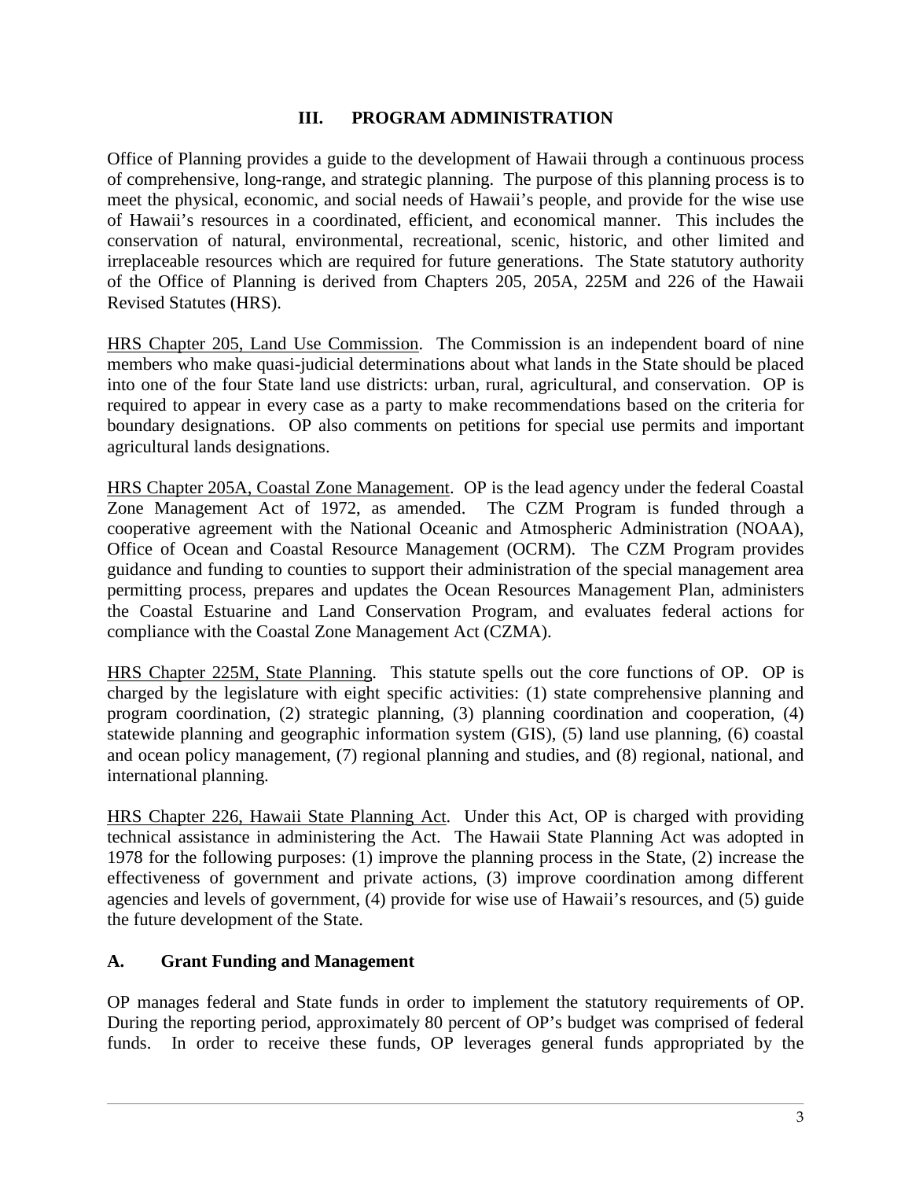## III. PROGRAM ADMINISTRATION

Office of Planning provides a guide to the development of Hawaii through a continuous process of comprehensive, long-range, and strategic planning. The purpose of this planning process is to meet the physical, economic, and social needs of Hawaii's people, and provide for the wise use of Hawaii's resources in a coordinated, efficient, and economical manner. This includes the conservation of natural, environmental, recreational, scenic, historic, and other limited and irreplaceable resources which are required for future generations. The State statutory authority of the Office of Planning is derived from Chapters 205, 205A, 225M and 226 of the Hawaii Revised Statutes (HRS).

HRS Chapter 205, Land Use Commission. The Commission is an independent board of nine members who make quasi-judicial determinations about what lands in the State should be placed into one of the four State land use districts: urban, rural, agricultural, and conservation. OP is required to appear in every case as a party to make recommendations based on the criteria for boundary designations. OP also comments on petitions for special use permits and important agricultural lands designations.

HRS Chapter 205A, Coastal Zone Management. OP is the lead agency under the federal Coastal Zone Management Act of 1972, as amended. The CZM Program is funded through a cooperative agreement with the National Oceanic and Atmospheric Administration (NOAA), Office of Ocean and Coastal Resource Management (OCRM). The CZM Program provides guidance and funding to counties to support their administration of the special management area permitting process, prepares and updates the Ocean Resources Management Plan, administers the Coastal Estuarine and Land Conservation Program, and evaluates federal actions for compliance with the Coastal Zone Management Act (CZMA).

HRS Chapter 225M, State Planning. This statute spells out the core functions of OP. OP is charged by the legislature with eight specific activities: (1) state comprehensive planning and program coordination, (2) strategic planning, (3) planning coordination and cooperation, (4) statewide planning and geographic information system (GIS), (5) land use planning, (6) coastal and ocean policy management, (7) regional planning and studies, and (8) regional, national, and international planning.

HRS Chapter 226, Hawaii State Planning Act. Under this Act, OP is charged with providing technical assistance in administering the Act. The Hawaii State Planning Act was adopted in 1978 for the following purposes: (1) improve the planning process in the State, (2) increase the effectiveness of government and private actions, (3) improve coordination among different agencies and levels of government, (4) provide for wise use of Hawaii's resources, and (5) guide the future development of the State.

### A. Grant Funding and Management

OP manages federal and State funds in order to implement the statutory requirements of OP. During the reporting period, approximately 80 percent of OP's budget was comprised of federal funds. In order to receive these funds, OP leverages general funds appropriated by the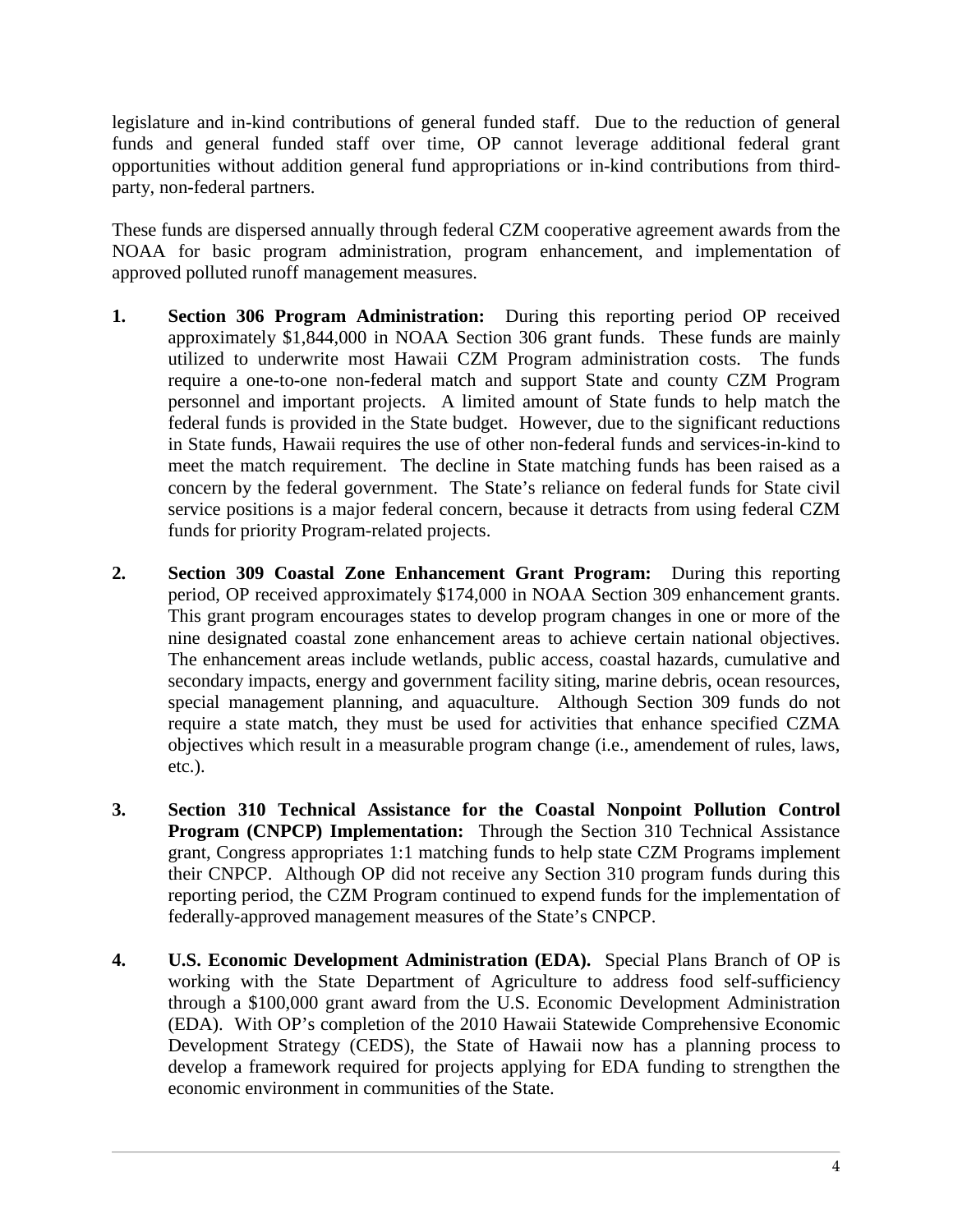legislature and in-kind contributions of general funded staff. Due to the reduction of general funds and general funded staff over time, OP cannot leverage additional federal grant opportunities without addition general fund appropriations or in-kind contributions from third-party, non-federal partners.

These funds are dispersed annually through federal CZM cooperative agreement awards from the NOAA for basic program administration, program enhancement, and implementation of approved polluted runoff management measures.

1. **Section 306 Program Administration:** During this reporting period OP received approximately $1,844,000 in NOAA Section 306 grant funds. These funds are mainly utilized to underwrite most Hawaii CZM Program administration costs. The funds require a one-to-one non-federal match and support State and county CZM Program personnel and important projects. A limited amount of State funds to help match the federal funds is provided in the State budget. However, due to the significant reductions in State funds, Hawaii requires the use of other non-federal funds and services-in-kind to meet the match requirement. The decline in State matching funds has been raised as a concern by the federal government. The State's reliance on federal funds for State civil service positions is a major federal concern, because it detracts from using federal CZM funds for priority Program-related projects.

2. **Section 309 Coastal Zone Enhancement Grant Program:** During this reporting period, OP received approximately $174,000 in NOAA Section 309 enhancement grants. This grant program encourages states to develop program changes in one or more of the nine designated coastal zone enhancement areas to achieve certain national objectives. The enhancement areas include wetlands, public access, coastal hazards, cumulative and secondary impacts, energy and government facility siting, marine debris, ocean resources, special management planning, and aquaculture. Although Section 309 funds do not require a state match, they must be used for activities that enhance specified CZMA objectives which result in a measurable program change (i.e., amendement of rules, laws, etc.).

3. **Section 310 Technical Assistance for the Coastal Nonpoint Pollution Control Program (CNPCP) Implementation:** Through the Section 310 Technical Assistance grant, Congress appropriates 1:1 matching funds to help state CZM Programs implement their CNPCP. Although OP did not receive any Section 310 program funds during this reporting period, the CZM Program continued to expend funds for the implementation of federally-approved management measures of the State's CNPCP.

4. **U.S. Economic Development Administration (EDA).** Special Plans Branch of OP is working with the State Department of Agriculture to address food self-sufficiency through a $100,000 grant award from the U.S. Economic Development Administration (EDA). With OP's completion of the 2010 Hawaii Statewide Comprehensive Economic Development Strategy (CEDS), the State of Hawaii now has a planning process to develop a framework required for projects applying for EDA funding to strengthen the economic environment in communities of the State.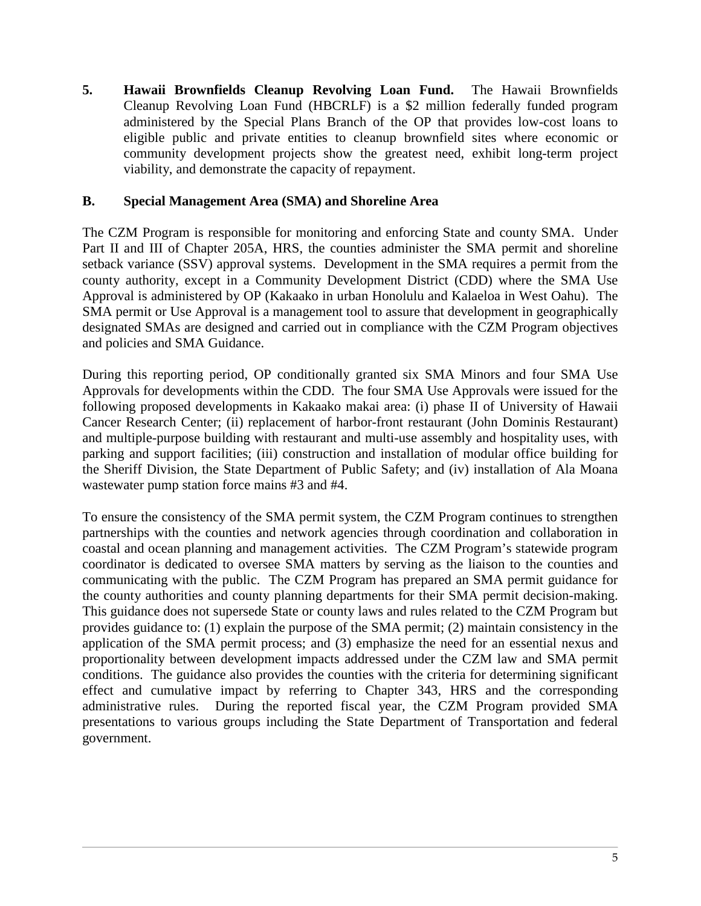**5. Hawaii Brownfields Cleanup Revolving Loan Fund.** The Hawaii Brownfields Cleanup Revolving Loan Fund (HBCRLF) is a $2 million federally funded program administered by the Special Plans Branch of the OP that provides low-cost loans to eligible public and private entities to cleanup brownfield sites where economic or community development projects show the greatest need, exhibit long-term project viability, and demonstrate the capacity of repayment.

## B. Special Management Area (SMA) and Shoreline Area

The CZM Program is responsible for monitoring and enforcing State and county SMA. Under Part II and III of Chapter 205A, HRS, the counties administer the SMA permit and shoreline setback variance (SSV) approval systems. Development in the SMA requires a permit from the county authority, except in a Community Development District (CDD) where the SMA Use Approval is administered by OP (Kakaako in urban Honolulu and Kalaeloa in West Oahu). The SMA permit or Use Approval is a management tool to assure that development in geographically designated SMAs are designed and carried out in compliance with the CZM Program objectives and policies and SMA Guidance.

During this reporting period, OP conditionally granted six SMA Minors and four SMA Use Approvals for developments within the CDD. The four SMA Use Approvals were issued for the following proposed developments in Kakaako makai area: (i) phase II of University of Hawaii Cancer Research Center; (ii) replacement of harbor-front restaurant (John Dominis Restaurant) and multiple-purpose building with restaurant and multi-use assembly and hospitality uses, with parking and support facilities; (iii) construction and installation of modular office building for the Sheriff Division, the State Department of Public Safety; and (iv) installation of Ala Moana wastewater pump station force mains #3 and #4.

To ensure the consistency of the SMA permit system, the CZM Program continues to strengthen partnerships with the counties and network agencies through coordination and collaboration in coastal and ocean planning and management activities. The CZM Program's statewide program coordinator is dedicated to oversee SMA matters by serving as the liaison to the counties and communicating with the public. The CZM Program has prepared an SMA permit guidance for the county authorities and county planning departments for their SMA permit decision-making. This guidance does not supersede State or county laws and rules related to the CZM Program but provides guidance to: (1) explain the purpose of the SMA permit; (2) maintain consistency in the application of the SMA permit process; and (3) emphasize the need for an essential nexus and proportionality between development impacts addressed under the CZM law and SMA permit conditions. The guidance also provides the counties with the criteria for determining significant effect and cumulative impact by referring to Chapter 343, HRS and the corresponding administrative rules. During the reported fiscal year, the CZM Program provided SMA presentations to various groups including the State Department of Transportation and federal government.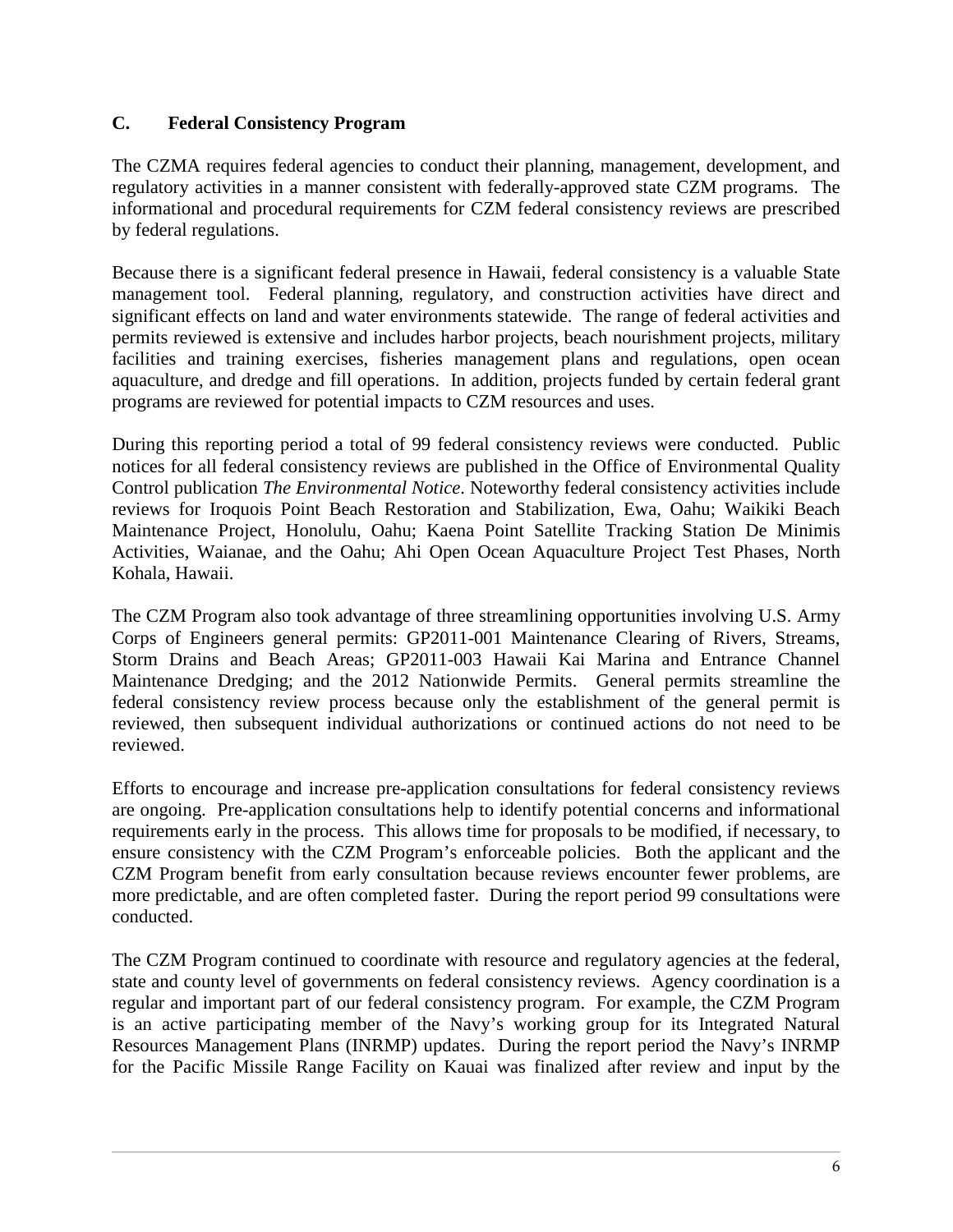### C. Federal Consistency Program

The CZMA requires federal agencies to conduct their planning, management, development, and regulatory activities in a manner consistent with federally-approved state CZM programs. The informational and procedural requirements for CZM federal consistency reviews are prescribed by federal regulations.

Because there is a significant federal presence in Hawaii, federal consistency is a valuable State management tool. Federal planning, regulatory, and construction activities have direct and significant effects on land and water environments statewide. The range of federal activities and permits reviewed is extensive and includes harbor projects, beach nourishment projects, military facilities and training exercises, fisheries management plans and regulations, open ocean aquaculture, and dredge and fill operations. In addition, projects funded by certain federal grant programs are reviewed for potential impacts to CZM resources and uses.

During this reporting period a total of 99 federal consistency reviews were conducted. Public notices for all federal consistency reviews are published in the Office of Environmental Quality Control publication *The Environmental Notice*. Noteworthy federal consistency activities include reviews for Iroquois Point Beach Restoration and Stabilization, Ewa, Oahu; Waikiki Beach Maintenance Project, Honolulu, Oahu; Kaena Point Satellite Tracking Station De Minimis Activities, Waianae, and the Oahu; Ahi Open Ocean Aquaculture Project Test Phases, North Kohala, Hawaii.

The CZM Program also took advantage of three streamlining opportunities involving U.S. Army Corps of Engineers general permits: GP2011-001 Maintenance Clearing of Rivers, Streams, Storm Drains and Beach Areas; GP2011-003 Hawaii Kai Marina and Entrance Channel Maintenance Dredging; and the 2012 Nationwide Permits. General permits streamline the federal consistency review process because only the establishment of the general permit is reviewed, then subsequent individual authorizations or continued actions do not need to be reviewed.

Efforts to encourage and increase pre-application consultations for federal consistency reviews are ongoing. Pre-application consultations help to identify potential concerns and informational requirements early in the process. This allows time for proposals to be modified, if necessary, to ensure consistency with the CZM Program's enforceable policies. Both the applicant and the CZM Program benefit from early consultation because reviews encounter fewer problems, are more predictable, and are often completed faster. During the report period 99 consultations were conducted.

The CZM Program continued to coordinate with resource and regulatory agencies at the federal, state and county level of governments on federal consistency reviews. Agency coordination is a regular and important part of our federal consistency program. For example, the CZM Program is an active participating member of the Navy's working group for its Integrated Natural Resources Management Plans (INRMP) updates. During the report period the Navy's INRMP for the Pacific Missile Range Facility on Kauai was finalized after review and input by the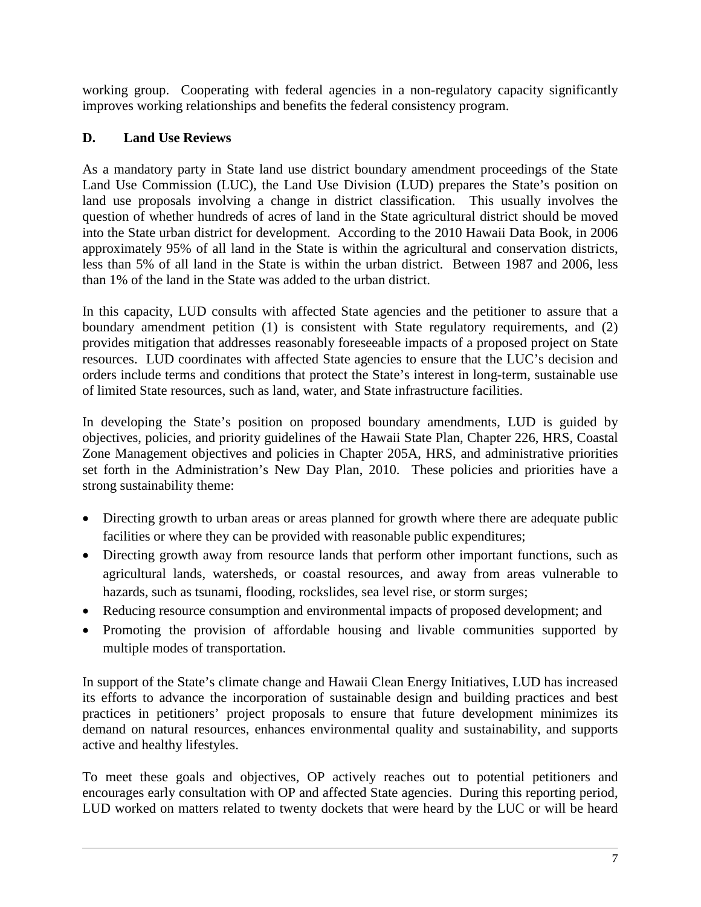working group. Cooperating with federal agencies in a non-regulatory capacity significantly improves working relationships and benefits the federal consistency program.

### D. Land Use Reviews

As a mandatory party in State land use district boundary amendment proceedings of the State Land Use Commission (LUC), the Land Use Division (LUD) prepares the State's position on land use proposals involving a change in district classification. This usually involves the question of whether hundreds of acres of land in the State agricultural district should be moved into the State urban district for development. According to the 2010 Hawaii Data Book, in 2006 approximately 95% of all land in the State is within the agricultural and conservation districts, less than 5% of all land in the State is within the urban district. Between 1987 and 2006, less than 1% of the land in the State was added to the urban district.

In this capacity, LUD consults with affected State agencies and the petitioner to assure that a boundary amendment petition (1) is consistent with State regulatory requirements, and (2) provides mitigation that addresses reasonably foreseeable impacts of a proposed project on State resources. LUD coordinates with affected State agencies to ensure that the LUC's decision and orders include terms and conditions that protect the State's interest in long-term, sustainable use of limited State resources, such as land, water, and State infrastructure facilities.

In developing the State's position on proposed boundary amendments, LUD is guided by objectives, policies, and priority guidelines of the Hawaii State Plan, Chapter 226, HRS, Coastal Zone Management objectives and policies in Chapter 205A, HRS, and administrative priorities set forth in the Administration's New Day Plan, 2010. These policies and priorities have a strong sustainability theme:

- Directing growth to urban areas or areas planned for growth where there are adequate public facilities or where they can be provided with reasonable public expenditures;
- Directing growth away from resource lands that perform other important functions, such as agricultural lands, watersheds, or coastal resources, and away from areas vulnerable to hazards, such as tsunami, flooding, rockslides, sea level rise, or storm surges;
- Reducing resource consumption and environmental impacts of proposed development; and
- Promoting the provision of affordable housing and livable communities supported by multiple modes of transportation.

In support of the State's climate change and Hawaii Clean Energy Initiatives, LUD has increased its efforts to advance the incorporation of sustainable design and building practices and best practices in petitioners' project proposals to ensure that future development minimizes its demand on natural resources, enhances environmental quality and sustainability, and supports active and healthy lifestyles.

To meet these goals and objectives, OP actively reaches out to potential petitioners and encourages early consultation with OP and affected State agencies. During this reporting period, LUD worked on matters related to twenty dockets that were heard by the LUC or will be heard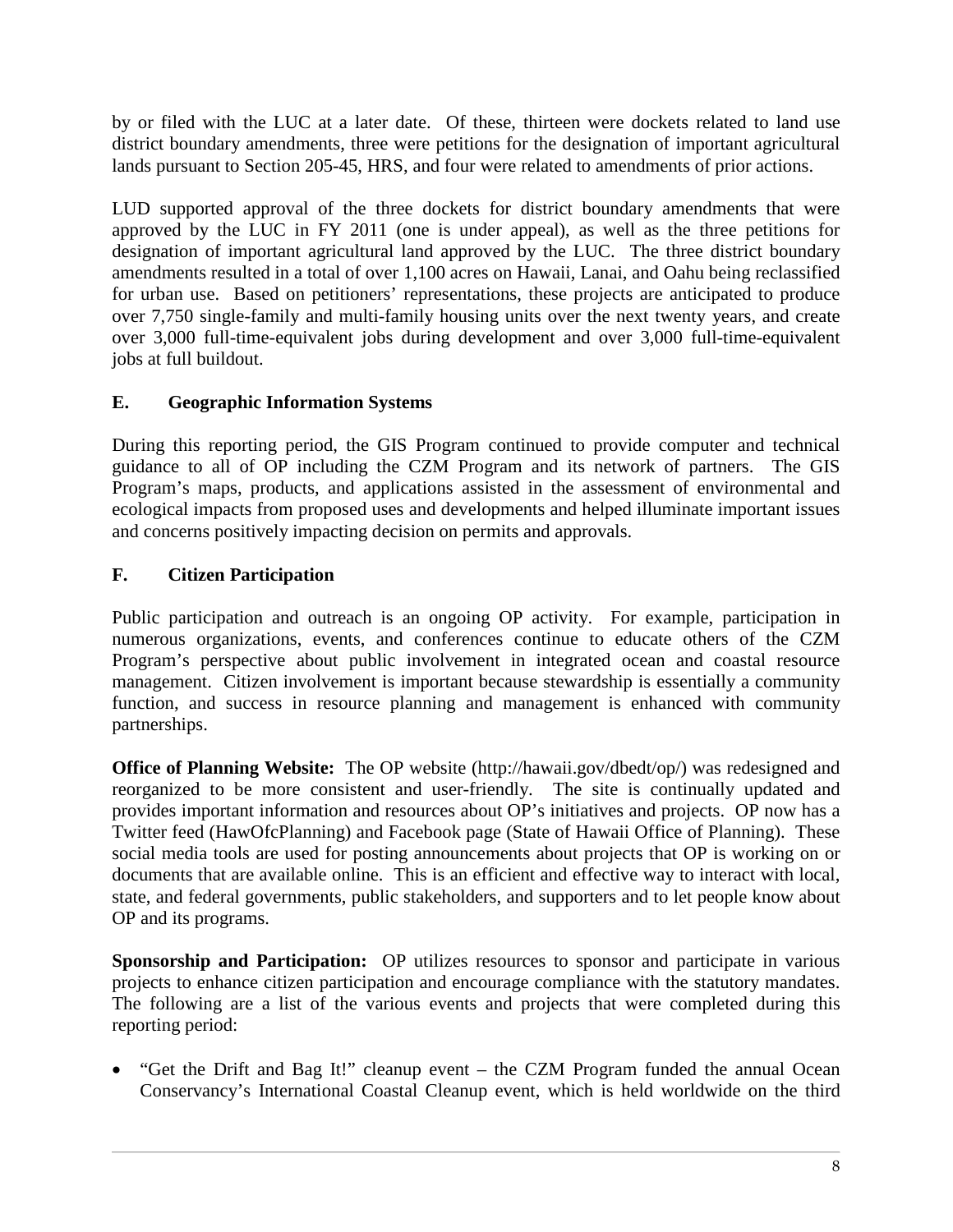by or filed with the LUC at a later date. Of these, thirteen were dockets related to land use district boundary amendments, three were petitions for the designation of important agricultural lands pursuant to Section 205-45, HRS, and four were related to amendments of prior actions.

LUD supported approval of the three dockets for district boundary amendments that were approved by the LUC in FY 2011 (one is under appeal), as well as the three petitions for designation of important agricultural land approved by the LUC. The three district boundary amendments resulted in a total of over 1,100 acres on Hawaii, Lanai, and Oahu being reclassified for urban use. Based on petitioners' representations, these projects are anticipated to produce over 7,750 single-family and multi-family housing units over the next twenty years, and create over 3,000 full-time-equivalent jobs during development and over 3,000 full-time-equivalent jobs at full buildout.

## E. Geographic Information Systems

During this reporting period, the GIS Program continued to provide computer and technical guidance to all of OP including the CZM Program and its network of partners. The GIS Program's maps, products, and applications assisted in the assessment of environmental and ecological impacts from proposed uses and developments and helped illuminate important issues and concerns positively impacting decision on permits and approvals.

## F. Citizen Participation

Public participation and outreach is an ongoing OP activity. For example, participation in numerous organizations, events, and conferences continue to educate others of the CZM Program's perspective about public involvement in integrated ocean and coastal resource management. Citizen involvement is important because stewardship is essentially a community function, and success in resource planning and management is enhanced with community partnerships.

**Office of Planning Website:** The OP website (http://hawaii.gov/dbedt/op/) was redesigned and reorganized to be more consistent and user-friendly. The site is continually updated and provides important information and resources about OP's initiatives and projects. OP now has a Twitter feed (HawOfcPlanning) and Facebook page (State of Hawaii Office of Planning). These social media tools are used for posting announcements about projects that OP is working on or documents that are available online. This is an efficient and effective way to interact with local, state, and federal governments, public stakeholders, and supporters and to let people know about OP and its programs.

**Sponsorship and Participation:** OP utilizes resources to sponsor and participate in various projects to enhance citizen participation and encourage compliance with the statutory mandates. The following are a list of the various events and projects that were completed during this reporting period:

- "Get the Drift and Bag It!" cleanup event – the CZM Program funded the annual Ocean Conservancy's International Coastal Cleanup event, which is held worldwide on the third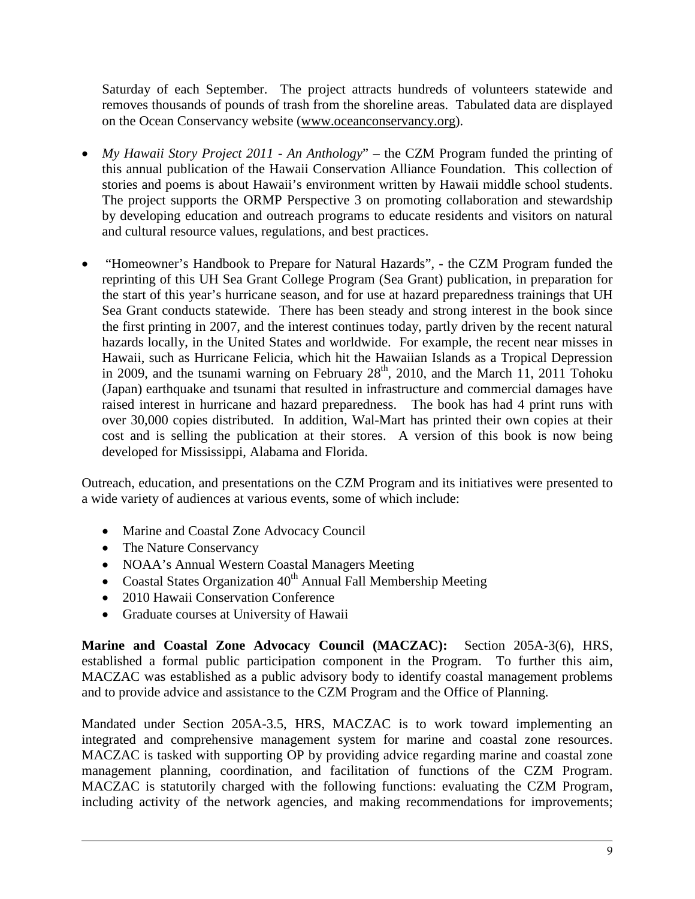Saturday of each September. The project attracts hundreds of volunteers statewide and removes thousands of pounds of trash from the shoreline areas. Tabulated data are displayed on the Ocean Conservancy website (www.oceanconservancy.org).

- *My Hawaii Story Project 2011 - An Anthology*" – the CZM Program funded the printing of this annual publication of the Hawaii Conservation Alliance Foundation. This collection of stories and poems is about Hawaii's environment written by Hawaii middle school students. The project supports the ORMP Perspective 3 on promoting collaboration and stewardship by developing education and outreach programs to educate residents and visitors on natural and cultural resource values, regulations, and best practices.

- "Homeowner's Handbook to Prepare for Natural Hazards", - the CZM Program funded the reprinting of this UH Sea Grant College Program (Sea Grant) publication, in preparation for the start of this year's hurricane season, and for use at hazard preparedness trainings that UH Sea Grant conducts statewide. There has been steady and strong interest in the book since the first printing in 2007, and the interest continues today, partly driven by the recent natural hazards locally, in the United States and worldwide. For example, the recent near misses in Hawaii, such as Hurricane Felicia, which hit the Hawaiian Islands as a Tropical Depression in 2009, and the tsunami warning on February 28th, 2010, and the March 11, 2011 Tohoku (Japan) earthquake and tsunami that resulted in infrastructure and commercial damages have raised interest in hurricane and hazard preparedness. The book has had 4 print runs with over 30,000 copies distributed. In addition, Wal-Mart has printed their own copies at their cost and is selling the publication at their stores. A version of this book is now being developed for Mississippi, Alabama and Florida.

Outreach, education, and presentations on the CZM Program and its initiatives were presented to a wide variety of audiences at various events, some of which include:

- Marine and Coastal Zone Advocacy Council
- The Nature Conservancy
- NOAA's Annual Western Coastal Managers Meeting
- Coastal States Organization 40th Annual Fall Membership Meeting
- 2010 Hawaii Conservation Conference
- Graduate courses at University of Hawaii

**Marine and Coastal Zone Advocacy Council (MACZAC):** Section 205A-3(6), HRS, established a formal public participation component in the Program. To further this aim, MACZAC was established as a public advisory body to identify coastal management problems and to provide advice and assistance to the CZM Program and the Office of Planning.

Mandated under Section 205A-3.5, HRS, MACZAC is to work toward implementing an integrated and comprehensive management system for marine and coastal zone resources. MACZAC is tasked with supporting OP by providing advice regarding marine and coastal zone management planning, coordination, and facilitation of functions of the CZM Program. MACZAC is statutorily charged with the following functions: evaluating the CZM Program, including activity of the network agencies, and making recommendations for improvements;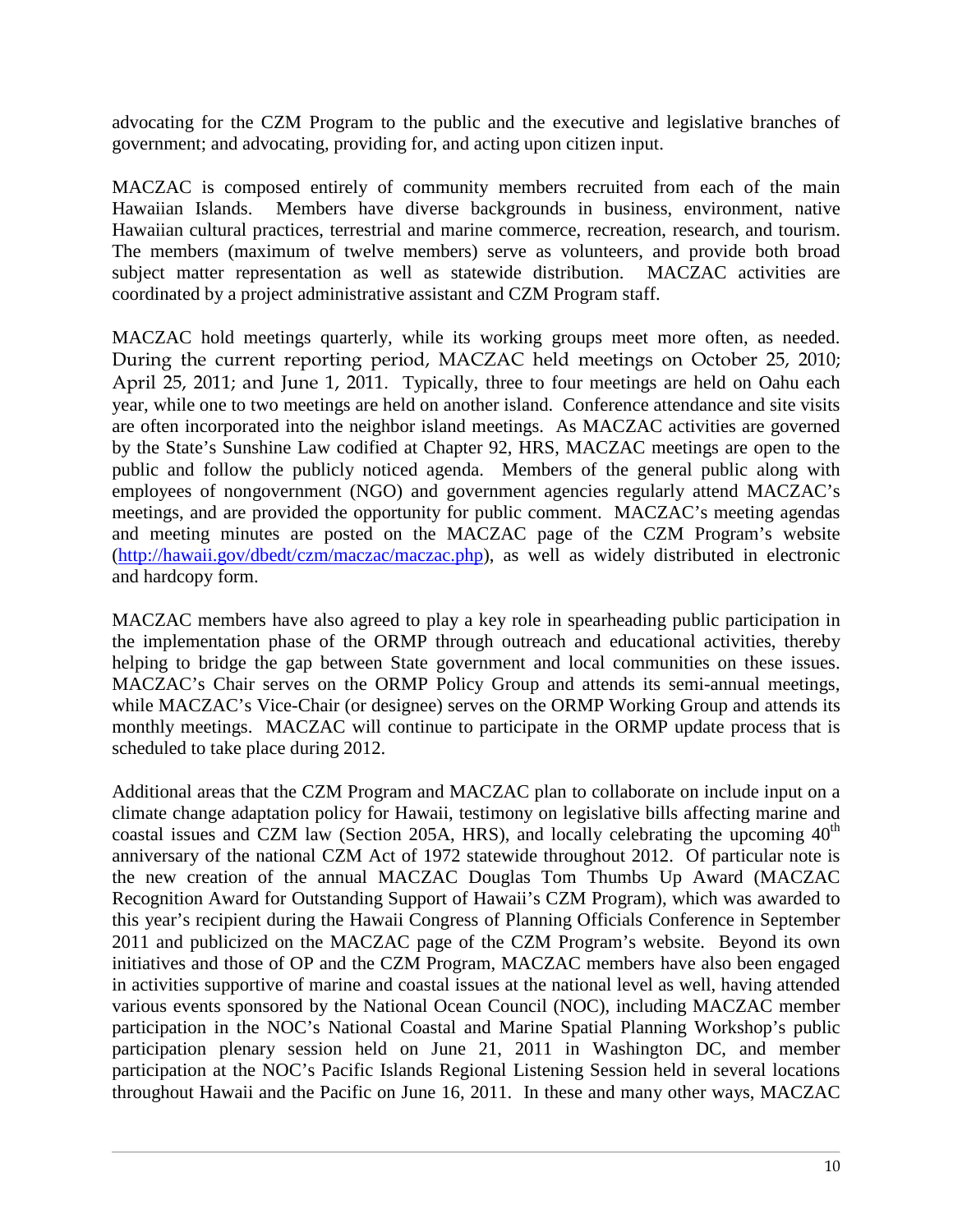advocating for the CZM Program to the public and the executive and legislative branches of government; and advocating, providing for, and acting upon citizen input.

MACZAC is composed entirely of community members recruited from each of the main Hawaiian Islands. Members have diverse backgrounds in business, environment, native Hawaiian cultural practices, terrestrial and marine commerce, recreation, research, and tourism. The members (maximum of twelve members) serve as volunteers, and provide both broad subject matter representation as well as statewide distribution. MACZAC activities are coordinated by a project administrative assistant and CZM Program staff.

MACZAC hold meetings quarterly, while its working groups meet more often, as needed. During the current reporting period, MACZAC held meetings on October 25, 2010; April 25, 2011; and June 1, 2011. Typically, three to four meetings are held on Oahu each year, while one to two meetings are held on another island. Conference attendance and site visits are often incorporated into the neighbor island meetings. As MACZAC activities are governed by the State's Sunshine Law codified at Chapter 92, HRS, MACZAC meetings are open to the public and follow the publicly noticed agenda. Members of the general public along with employees of nongovernment (NGO) and government agencies regularly attend MACZAC's meetings, and are provided the opportunity for public comment. MACZAC's meeting agendas and meeting minutes are posted on the MACZAC page of the CZM Program's website (http://hawaii.gov/dbedt/czm/maczac/maczac.php), as well as widely distributed in electronic and hardcopy form.

MACZAC members have also agreed to play a key role in spearheading public participation in the implementation phase of the ORMP through outreach and educational activities, thereby helping to bridge the gap between State government and local communities on these issues. MACZAC's Chair serves on the ORMP Policy Group and attends its semi-annual meetings, while MACZAC's Vice-Chair (or designee) serves on the ORMP Working Group and attends its monthly meetings. MACZAC will continue to participate in the ORMP update process that is scheduled to take place during 2012.

Additional areas that the CZM Program and MACZAC plan to collaborate on include input on a climate change adaptation policy for Hawaii, testimony on legislative bills affecting marine and coastal issues and CZM law (Section 205A, HRS), and locally celebrating the upcoming 40th anniversary of the national CZM Act of 1972 statewide throughout 2012. Of particular note is the new creation of the annual MACZAC Douglas Tom Thumbs Up Award (MACZAC Recognition Award for Outstanding Support of Hawaii's CZM Program), which was awarded to this year's recipient during the Hawaii Congress of Planning Officials Conference in September 2011 and publicized on the MACZAC page of the CZM Program's website. Beyond its own initiatives and those of OP and the CZM Program, MACZAC members have also been engaged in activities supportive of marine and coastal issues at the national level as well, having attended various events sponsored by the National Ocean Council (NOC), including MACZAC member participation in the NOC's National Coastal and Marine Spatial Planning Workshop's public participation plenary session held on June 21, 2011 in Washington DC, and member participation at the NOC's Pacific Islands Regional Listening Session held in several locations throughout Hawaii and the Pacific on June 16, 2011. In these and many other ways, MACZAC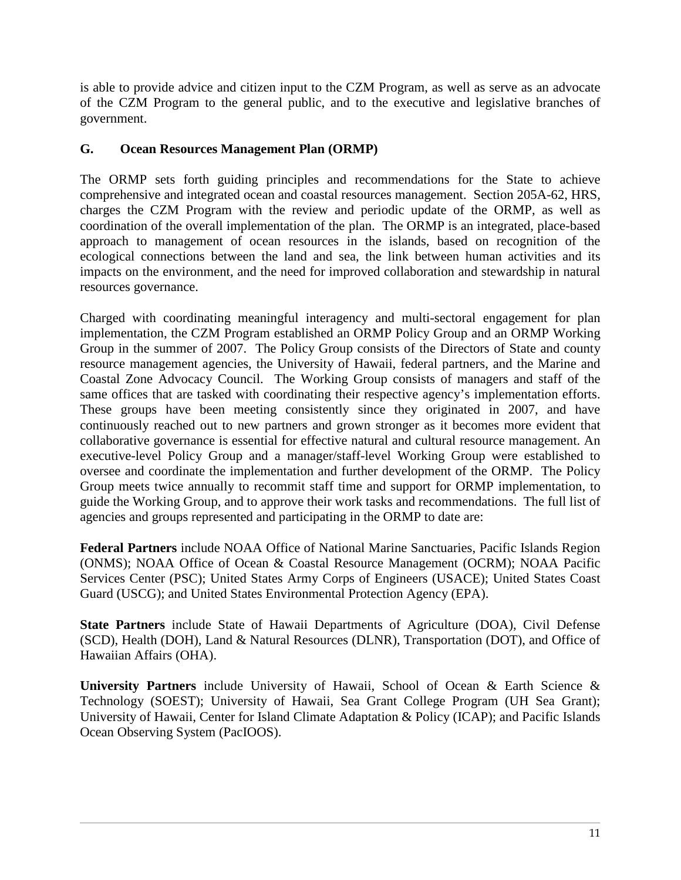is able to provide advice and citizen input to the CZM Program, as well as serve as an advocate of the CZM Program to the general public, and to the executive and legislative branches of government.

### G. Ocean Resources Management Plan (ORMP)

The ORMP sets forth guiding principles and recommendations for the State to achieve comprehensive and integrated ocean and coastal resources management. Section 205A-62, HRS, charges the CZM Program with the review and periodic update of the ORMP, as well as coordination of the overall implementation of the plan. The ORMP is an integrated, place-based approach to management of ocean resources in the islands, based on recognition of the ecological connections between the land and sea, the link between human activities and its impacts on the environment, and the need for improved collaboration and stewardship in natural resources governance.

Charged with coordinating meaningful interagency and multi-sectoral engagement for plan implementation, the CZM Program established an ORMP Policy Group and an ORMP Working Group in the summer of 2007. The Policy Group consists of the Directors of State and county resource management agencies, the University of Hawaii, federal partners, and the Marine and Coastal Zone Advocacy Council. The Working Group consists of managers and staff of the same offices that are tasked with coordinating their respective agency's implementation efforts. These groups have been meeting consistently since they originated in 2007, and have continuously reached out to new partners and grown stronger as it becomes more evident that collaborative governance is essential for effective natural and cultural resource management. An executive-level Policy Group and a manager/staff-level Working Group were established to oversee and coordinate the implementation and further development of the ORMP. The Policy Group meets twice annually to recommit staff time and support for ORMP implementation, to guide the Working Group, and to approve their work tasks and recommendations. The full list of agencies and groups represented and participating in the ORMP to date are:

**Federal Partners** include NOAA Office of National Marine Sanctuaries, Pacific Islands Region (ONMS); NOAA Office of Ocean & Coastal Resource Management (OCRM); NOAA Pacific Services Center (PSC); United States Army Corps of Engineers (USACE); United States Coast Guard (USCG); and United States Environmental Protection Agency (EPA).

**State Partners** include State of Hawaii Departments of Agriculture (DOA), Civil Defense (SCD), Health (DOH), Land & Natural Resources (DLNR), Transportation (DOT), and Office of Hawaiian Affairs (OHA).

**University Partners** include University of Hawaii, School of Ocean & Earth Science & Technology (SOEST); University of Hawaii, Sea Grant College Program (UH Sea Grant); University of Hawaii, Center for Island Climate Adaptation & Policy (ICAP); and Pacific Islands Ocean Observing System (PacIOOS).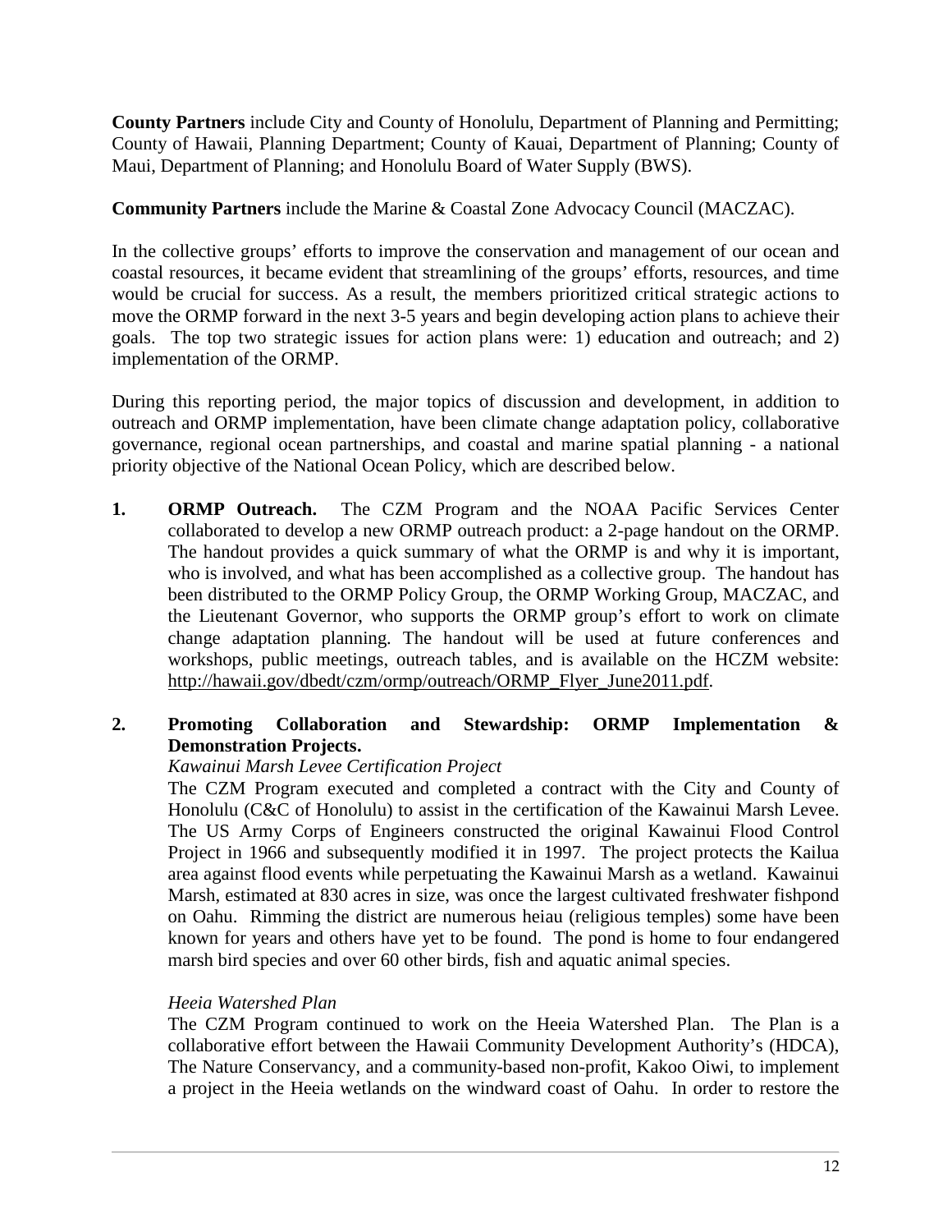**County Partners** include City and County of Honolulu, Department of Planning and Permitting; County of Hawaii, Planning Department; County of Kauai, Department of Planning; County of Maui, Department of Planning; and Honolulu Board of Water Supply (BWS).

**Community Partners** include the Marine & Coastal Zone Advocacy Council (MACZAC).

In the collective groups' efforts to improve the conservation and management of our ocean and coastal resources, it became evident that streamlining of the groups' efforts, resources, and time would be crucial for success. As a result, the members prioritized critical strategic actions to move the ORMP forward in the next 3-5 years and begin developing action plans to achieve their goals. The top two strategic issues for action plans were: 1) education and outreach; and 2) implementation of the ORMP.

During this reporting period, the major topics of discussion and development, in addition to outreach and ORMP implementation, have been climate change adaptation policy, collaborative governance, regional ocean partnerships, and coastal and marine spatial planning - a national priority objective of the National Ocean Policy, which are described below.

1. **ORMP Outreach.** The CZM Program and the NOAA Pacific Services Center collaborated to develop a new ORMP outreach product: a 2-page handout on the ORMP. The handout provides a quick summary of what the ORMP is and why it is important, who is involved, and what has been accomplished as a collective group. The handout has been distributed to the ORMP Policy Group, the ORMP Working Group, MACZAC, and the Lieutenant Governor, who supports the ORMP group's effort to work on climate change adaptation planning. The handout will be used at future conferences and workshops, public meetings, outreach tables, and is available on the HCZM website: http://hawaii.gov/dbedt/czm/ormp/outreach/ORMP_Flyer_June2011.pdf.

2. **Promoting Collaboration and Stewardship: ORMP Implementation & Demonstration Projects.**

   *Kawainui Marsh Levee Certification Project*

   The CZM Program executed and completed a contract with the City and County of Honolulu (C&C of Honolulu) to assist in the certification of the Kawainui Marsh Levee. The US Army Corps of Engineers constructed the original Kawainui Flood Control Project in 1966 and subsequently modified it in 1997. The project protects the Kailua area against flood events while perpetuating the Kawainui Marsh as a wetland. Kawainui Marsh, estimated at 830 acres in size, was once the largest cultivated freshwater fishpond on Oahu. Rimming the district are numerous heiau (religious temples) some have been known for years and others have yet to be found. The pond is home to four endangered marsh bird species and over 60 other birds, fish and aquatic animal species.

   *Heeia Watershed Plan*

   The CZM Program continued to work on the Heeia Watershed Plan. The Plan is a collaborative effort between the Hawaii Community Development Authority's (HDCA), The Nature Conservancy, and a community-based non-profit, Kakoo Oiwi, to implement a project in the Heeia wetlands on the windward coast of Oahu. In order to restore the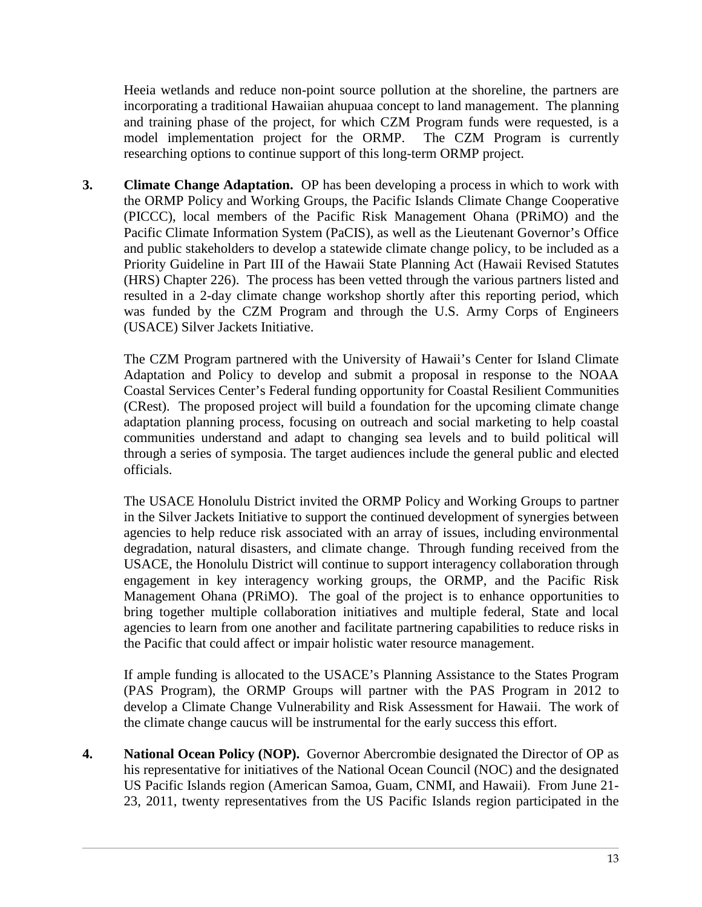Heeia wetlands and reduce non-point source pollution at the shoreline, the partners are incorporating a traditional Hawaiian ahupuaa concept to land management. The planning and training phase of the project, for which CZM Program funds were requested, is a model implementation project for the ORMP. The CZM Program is currently researching options to continue support of this long-term ORMP project.

3. **Climate Change Adaptation.** OP has been developing a process in which to work with the ORMP Policy and Working Groups, the Pacific Islands Climate Change Cooperative (PICCC), local members of the Pacific Risk Management Ohana (PRiMO) and the Pacific Climate Information System (PaCIS), as well as the Lieutenant Governor's Office and public stakeholders to develop a statewide climate change policy, to be included as a Priority Guideline in Part III of the Hawaii State Planning Act (Hawaii Revised Statutes (HRS) Chapter 226). The process has been vetted through the various partners listed and resulted in a 2-day climate change workshop shortly after this reporting period, which was funded by the CZM Program and through the U.S. Army Corps of Engineers (USACE) Silver Jackets Initiative.

   The CZM Program partnered with the University of Hawaii's Center for Island Climate Adaptation and Policy to develop and submit a proposal in response to the NOAA Coastal Services Center's Federal funding opportunity for Coastal Resilient Communities (CRest). The proposed project will build a foundation for the upcoming climate change adaptation planning process, focusing on outreach and social marketing to help coastal communities understand and adapt to changing sea levels and to build political will through a series of symposia. The target audiences include the general public and elected officials.

   The USACE Honolulu District invited the ORMP Policy and Working Groups to partner in the Silver Jackets Initiative to support the continued development of synergies between agencies to help reduce risk associated with an array of issues, including environmental degradation, natural disasters, and climate change. Through funding received from the USACE, the Honolulu District will continue to support interagency collaboration through engagement in key interagency working groups, the ORMP, and the Pacific Risk Management Ohana (PRiMO). The goal of the project is to enhance opportunities to bring together multiple collaboration initiatives and multiple federal, State and local agencies to learn from one another and facilitate partnering capabilities to reduce risks in the Pacific that could affect or impair holistic water resource management.

   If ample funding is allocated to the USACE's Planning Assistance to the States Program (PAS Program), the ORMP Groups will partner with the PAS Program in 2012 to develop a Climate Change Vulnerability and Risk Assessment for Hawaii. The work of the climate change caucus will be instrumental for the early success this effort.

4. **National Ocean Policy (NOP).** Governor Abercrombie designated the Director of OP as his representative for initiatives of the National Ocean Council (NOC) and the designated US Pacific Islands region (American Samoa, Guam, CNMI, and Hawaii). From June 21-23, 2011, twenty representatives from the US Pacific Islands region participated in the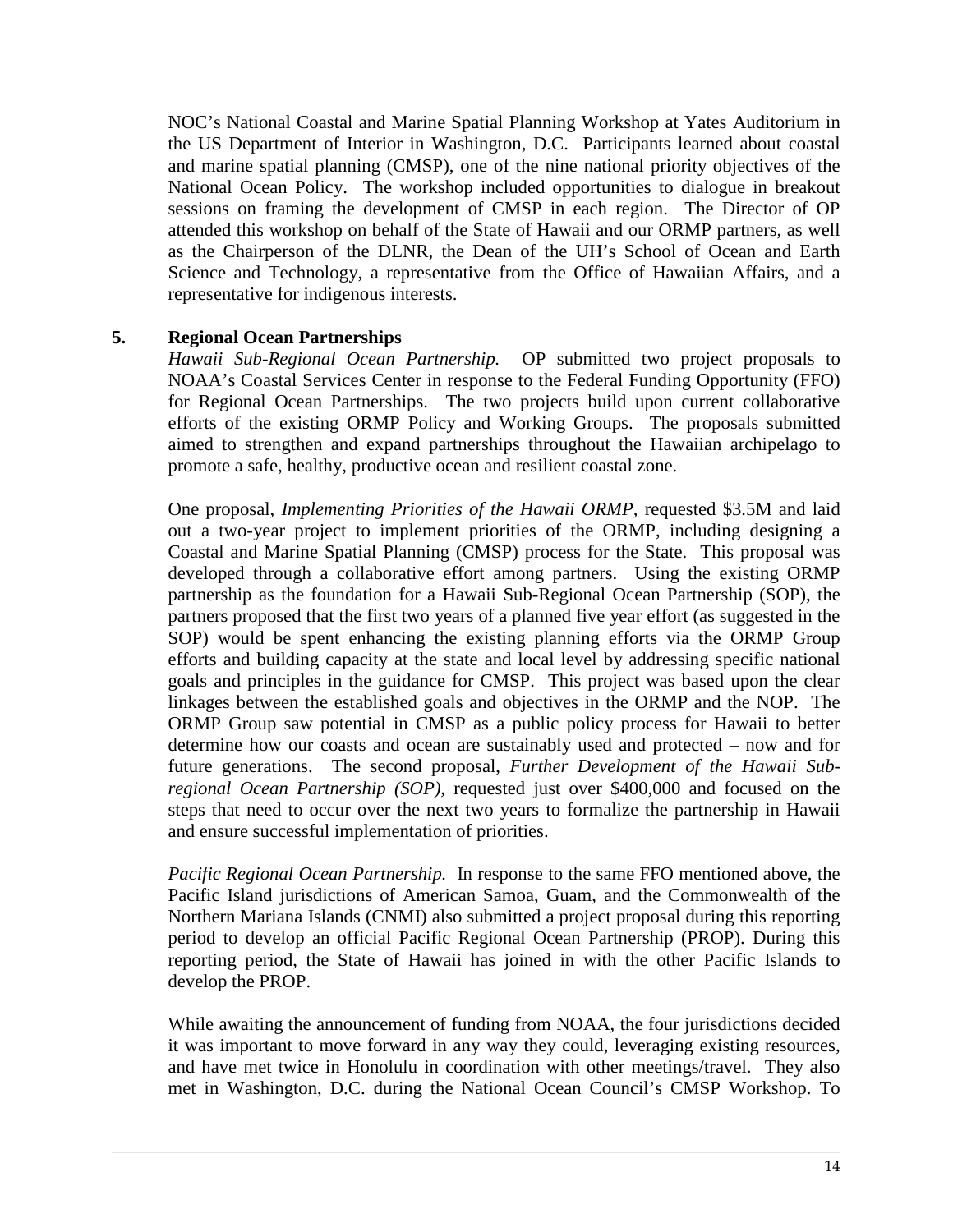NOC's National Coastal and Marine Spatial Planning Workshop at Yates Auditorium in the US Department of Interior in Washington, D.C. Participants learned about coastal and marine spatial planning (CMSP), one of the nine national priority objectives of the National Ocean Policy. The workshop included opportunities to dialogue in breakout sessions on framing the development of CMSP in each region. The Director of OP attended this workshop on behalf of the State of Hawaii and our ORMP partners, as well as the Chairperson of the DLNR, the Dean of the UH's School of Ocean and Earth Science and Technology, a representative from the Office of Hawaiian Affairs, and a representative for indigenous interests.

**5. Regional Ocean Partnerships**

*Hawaii Sub-Regional Ocean Partnership.* OP submitted two project proposals to NOAA's Coastal Services Center in response to the Federal Funding Opportunity (FFO) for Regional Ocean Partnerships. The two projects build upon current collaborative efforts of the existing ORMP Policy and Working Groups. The proposals submitted aimed to strengthen and expand partnerships throughout the Hawaiian archipelago to promote a safe, healthy, productive ocean and resilient coastal zone.

One proposal, *Implementing Priorities of the Hawaii ORMP,* requested \$3.5M and laid out a two-year project to implement priorities of the ORMP, including designing a Coastal and Marine Spatial Planning (CMSP) process for the State. This proposal was developed through a collaborative effort among partners. Using the existing ORMP partnership as the foundation for a Hawaii Sub-Regional Ocean Partnership (SOP), the partners proposed that the first two years of a planned five year effort (as suggested in the SOP) would be spent enhancing the existing planning efforts via the ORMP Group efforts and building capacity at the state and local level by addressing specific national goals and principles in the guidance for CMSP. This project was based upon the clear linkages between the established goals and objectives in the ORMP and the NOP. The ORMP Group saw potential in CMSP as a public policy process for Hawaii to better determine how our coasts and ocean are sustainably used and protected – now and for future generations. The second proposal, *Further Development of the Hawaii Sub-regional Ocean Partnership (SOP),* requested just over \$400,000 and focused on the steps that need to occur over the next two years to formalize the partnership in Hawaii and ensure successful implementation of priorities.

*Pacific Regional Ocean Partnership.* In response to the same FFO mentioned above, the Pacific Island jurisdictions of American Samoa, Guam, and the Commonwealth of the Northern Mariana Islands (CNMI) also submitted a project proposal during this reporting period to develop an official Pacific Regional Ocean Partnership (PROP). During this reporting period, the State of Hawaii has joined in with the other Pacific Islands to develop the PROP.

While awaiting the announcement of funding from NOAA, the four jurisdictions decided it was important to move forward in any way they could, leveraging existing resources, and have met twice in Honolulu in coordination with other meetings/travel. They also met in Washington, D.C. during the National Ocean Council's CMSP Workshop. To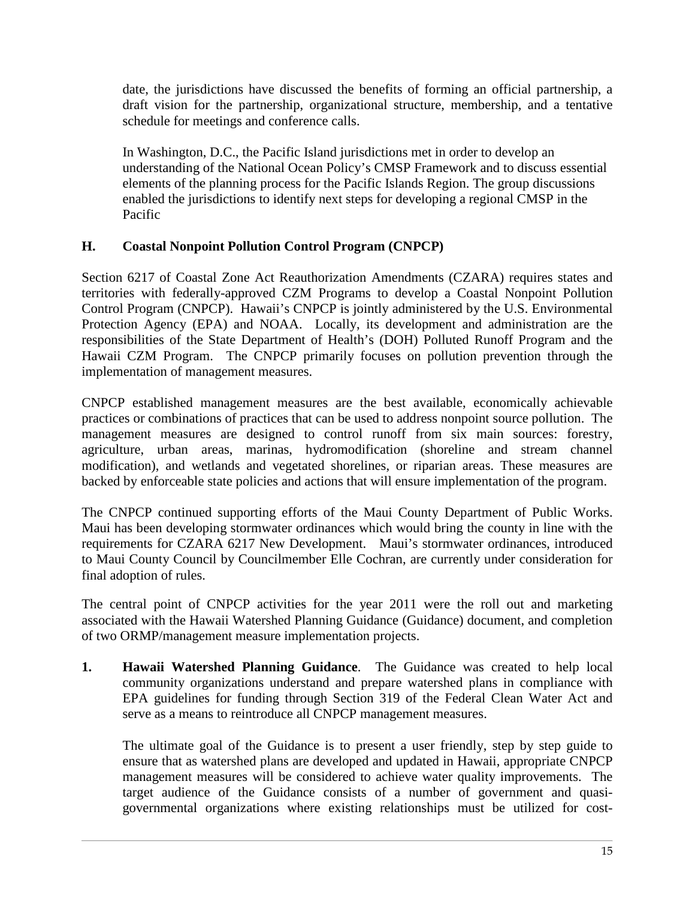date, the jurisdictions have discussed the benefits of forming an official partnership, a draft vision for the partnership, organizational structure, membership, and a tentative schedule for meetings and conference calls.

In Washington, D.C., the Pacific Island jurisdictions met in order to develop an understanding of the National Ocean Policy's CMSP Framework and to discuss essential elements of the planning process for the Pacific Islands Region. The group discussions enabled the jurisdictions to identify next steps for developing a regional CMSP in the Pacific

## H. Coastal Nonpoint Pollution Control Program (CNPCP)

Section 6217 of Coastal Zone Act Reauthorization Amendments (CZARA) requires states and territories with federally-approved CZM Programs to develop a Coastal Nonpoint Pollution Control Program (CNPCP). Hawaii's CNPCP is jointly administered by the U.S. Environmental Protection Agency (EPA) and NOAA. Locally, its development and administration are the responsibilities of the State Department of Health's (DOH) Polluted Runoff Program and the Hawaii CZM Program. The CNPCP primarily focuses on pollution prevention through the implementation of management measures.

CNPCP established management measures are the best available, economically achievable practices or combinations of practices that can be used to address nonpoint source pollution. The management measures are designed to control runoff from six main sources: forestry, agriculture, urban areas, marinas, hydromodification (shoreline and stream channel modification), and wetlands and vegetated shorelines, or riparian areas. These measures are backed by enforceable state policies and actions that will ensure implementation of the program.

The CNPCP continued supporting efforts of the Maui County Department of Public Works. Maui has been developing stormwater ordinances which would bring the county in line with the requirements for CZARA 6217 New Development. Maui's stormwater ordinances, introduced to Maui County Council by Councilmember Elle Cochran, are currently under consideration for final adoption of rules.

The central point of CNPCP activities for the year 2011 were the roll out and marketing associated with the Hawaii Watershed Planning Guidance (Guidance) document, and completion of two ORMP/management measure implementation projects.

1. **Hawaii Watershed Planning Guidance**. The Guidance was created to help local community organizations understand and prepare watershed plans in compliance with EPA guidelines for funding through Section 319 of the Federal Clean Water Act and serve as a means to reintroduce all CNPCP management measures.

   The ultimate goal of the Guidance is to present a user friendly, step by step guide to ensure that as watershed plans are developed and updated in Hawaii, appropriate CNPCP management measures will be considered to achieve water quality improvements. The target audience of the Guidance consists of a number of government and quasi-governmental organizations where existing relationships must be utilized for cost-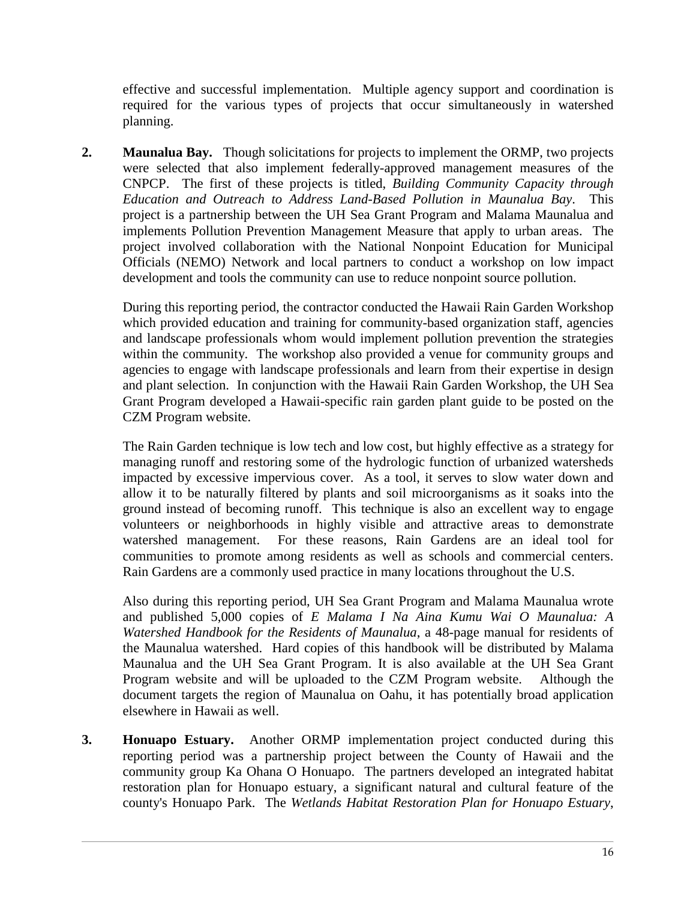effective and successful implementation. Multiple agency support and coordination is required for the various types of projects that occur simultaneously in watershed planning.

2. **Maunalua Bay.** Though solicitations for projects to implement the ORMP, two projects were selected that also implement federally-approved management measures of the CNPCP. The first of these projects is titled, *Building Community Capacity through Education and Outreach to Address Land-Based Pollution in Maunalua Bay*. This project is a partnership between the UH Sea Grant Program and Malama Maunalua and implements Pollution Prevention Management Measure that apply to urban areas. The project involved collaboration with the National Nonpoint Education for Municipal Officials (NEMO) Network and local partners to conduct a workshop on low impact development and tools the community can use to reduce nonpoint source pollution.

   During this reporting period, the contractor conducted the Hawaii Rain Garden Workshop which provided education and training for community-based organization staff, agencies and landscape professionals whom would implement pollution prevention the strategies within the community. The workshop also provided a venue for community groups and agencies to engage with landscape professionals and learn from their expertise in design and plant selection. In conjunction with the Hawaii Rain Garden Workshop, the UH Sea Grant Program developed a Hawaii-specific rain garden plant guide to be posted on the CZM Program website.

   The Rain Garden technique is low tech and low cost, but highly effective as a strategy for managing runoff and restoring some of the hydrologic function of urbanized watersheds impacted by excessive impervious cover. As a tool, it serves to slow water down and allow it to be naturally filtered by plants and soil microorganisms as it soaks into the ground instead of becoming runoff. This technique is also an excellent way to engage volunteers or neighborhoods in highly visible and attractive areas to demonstrate watershed management. For these reasons, Rain Gardens are an ideal tool for communities to promote among residents as well as schools and commercial centers. Rain Gardens are a commonly used practice in many locations throughout the U.S.

   Also during this reporting period, UH Sea Grant Program and Malama Maunalua wrote and published 5,000 copies of *E Malama I Na Aina Kumu Wai O Maunalua: A Watershed Handbook for the Residents of Maunalua*, a 48-page manual for residents of the Maunalua watershed. Hard copies of this handbook will be distributed by Malama Maunalua and the UH Sea Grant Program. It is also available at the UH Sea Grant Program website and will be uploaded to the CZM Program website. Although the document targets the region of Maunalua on Oahu, it has potentially broad application elsewhere in Hawaii as well.

3. **Honuapo Estuary.** Another ORMP implementation project conducted during this reporting period was a partnership project between the County of Hawaii and the community group Ka Ohana O Honuapo. The partners developed an integrated habitat restoration plan for Honuapo estuary, a significant natural and cultural feature of the county's Honuapo Park. The *Wetlands Habitat Restoration Plan for Honuapo Estuary*,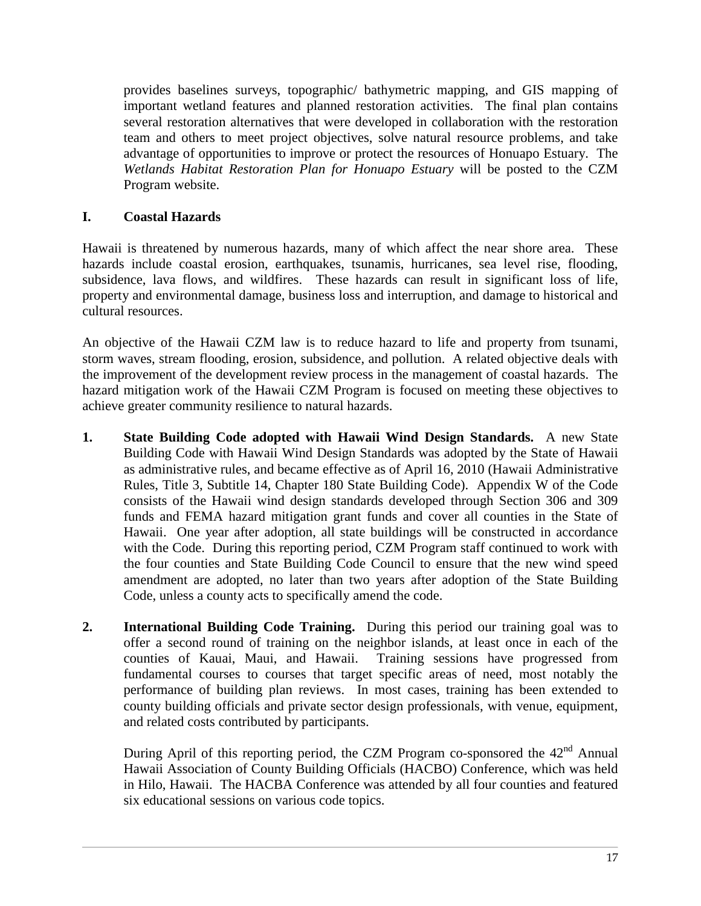provides baselines surveys, topographic/ bathymetric mapping, and GIS mapping of important wetland features and planned restoration activities. The final plan contains several restoration alternatives that were developed in collaboration with the restoration team and others to meet project objectives, solve natural resource problems, and take advantage of opportunities to improve or protect the resources of Honuapo Estuary. The *Wetlands Habitat Restoration Plan for Honuapo Estuary* will be posted to the CZM Program website.

## I. Coastal Hazards

Hawaii is threatened by numerous hazards, many of which affect the near shore area. These hazards include coastal erosion, earthquakes, tsunamis, hurricanes, sea level rise, flooding, subsidence, lava flows, and wildfires. These hazards can result in significant loss of life, property and environmental damage, business loss and interruption, and damage to historical and cultural resources.

An objective of the Hawaii CZM law is to reduce hazard to life and property from tsunami, storm waves, stream flooding, erosion, subsidence, and pollution. A related objective deals with the improvement of the development review process in the management of coastal hazards. The hazard mitigation work of the Hawaii CZM Program is focused on meeting these objectives to achieve greater community resilience to natural hazards.

1. **State Building Code adopted with Hawaii Wind Design Standards.** A new State Building Code with Hawaii Wind Design Standards was adopted by the State of Hawaii as administrative rules, and became effective as of April 16, 2010 (Hawaii Administrative Rules, Title 3, Subtitle 14, Chapter 180 State Building Code). Appendix W of the Code consists of the Hawaii wind design standards developed through Section 306 and 309 funds and FEMA hazard mitigation grant funds and cover all counties in the State of Hawaii. One year after adoption, all state buildings will be constructed in accordance with the Code. During this reporting period, CZM Program staff continued to work with the four counties and State Building Code Council to ensure that the new wind speed amendment are adopted, no later than two years after adoption of the State Building Code, unless a county acts to specifically amend the code.

2. **International Building Code Training.** During this period our training goal was to offer a second round of training on the neighbor islands, at least once in each of the counties of Kauai, Maui, and Hawaii. Training sessions have progressed from fundamental courses to courses that target specific areas of need, most notably the performance of building plan reviews. In most cases, training has been extended to county building officials and private sector design professionals, with venue, equipment, and related costs contributed by participants.

   During April of this reporting period, the CZM Program co-sponsored the 42nd Annual Hawaii Association of County Building Officials (HACBO) Conference, which was held in Hilo, Hawaii. The HACBA Conference was attended by all four counties and featured six educational sessions on various code topics.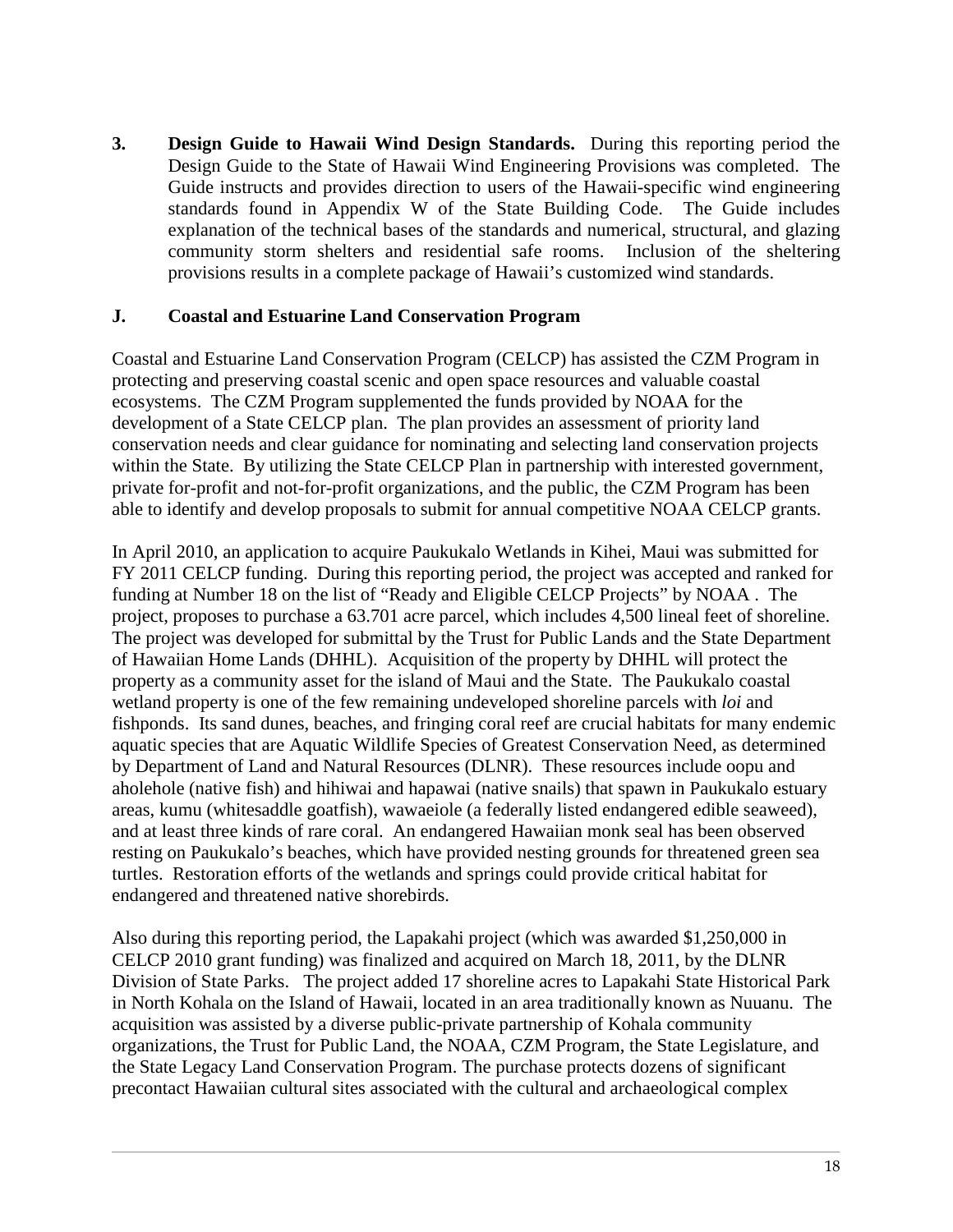3. **Design Guide to Hawaii Wind Design Standards.** During this reporting period the Design Guide to the State of Hawaii Wind Engineering Provisions was completed. The Guide instructs and provides direction to users of the Hawaii-specific wind engineering standards found in Appendix W of the State Building Code. The Guide includes explanation of the technical bases of the standards and numerical, structural, and glazing community storm shelters and residential safe rooms. Inclusion of the sheltering provisions results in a complete package of Hawaii's customized wind standards.

## J. Coastal and Estuarine Land Conservation Program

Coastal and Estuarine Land Conservation Program (CELCP) has assisted the CZM Program in protecting and preserving coastal scenic and open space resources and valuable coastal ecosystems. The CZM Program supplemented the funds provided by NOAA for the development of a State CELCP plan. The plan provides an assessment of priority land conservation needs and clear guidance for nominating and selecting land conservation projects within the State. By utilizing the State CELCP Plan in partnership with interested government, private for-profit and not-for-profit organizations, and the public, the CZM Program has been able to identify and develop proposals to submit for annual competitive NOAA CELCP grants.

In April 2010, an application to acquire Paukukalo Wetlands in Kihei, Maui was submitted for FY 2011 CELCP funding. During this reporting period, the project was accepted and ranked for funding at Number 18 on the list of "Ready and Eligible CELCP Projects" by NOAA . The project, proposes to purchase a 63.701 acre parcel, which includes 4,500 lineal feet of shoreline. The project was developed for submittal by the Trust for Public Lands and the State Department of Hawaiian Home Lands (DHHL). Acquisition of the property by DHHL will protect the property as a community asset for the island of Maui and the State. The Paukukalo coastal wetland property is one of the few remaining undeveloped shoreline parcels with *loi* and fishponds. Its sand dunes, beaches, and fringing coral reef are crucial habitats for many endemic aquatic species that are Aquatic Wildlife Species of Greatest Conservation Need, as determined by Department of Land and Natural Resources (DLNR). These resources include oopu and aholehole (native fish) and hihiwai and hapawai (native snails) that spawn in Paukukalo estuary areas, kumu (whitesaddle goatfish), wawaeiole (a federally listed endangered edible seaweed), and at least three kinds of rare coral. An endangered Hawaiian monk seal has been observed resting on Paukukalo's beaches, which have provided nesting grounds for threatened green sea turtles. Restoration efforts of the wetlands and springs could provide critical habitat for endangered and threatened native shorebirds.

Also during this reporting period, the Lapakahi project (which was awarded $1,250,000 in CELCP 2010 grant funding) was finalized and acquired on March 18, 2011, by the DLNR Division of State Parks. The project added 17 shoreline acres to Lapakahi State Historical Park in North Kohala on the Island of Hawaii, located in an area traditionally known as Nuuanu. The acquisition was assisted by a diverse public-private partnership of Kohala community organizations, the Trust for Public Land, the NOAA, CZM Program, the State Legislature, and the State Legacy Land Conservation Program. The purchase protects dozens of significant precontact Hawaiian cultural sites associated with the cultural and archaeological complex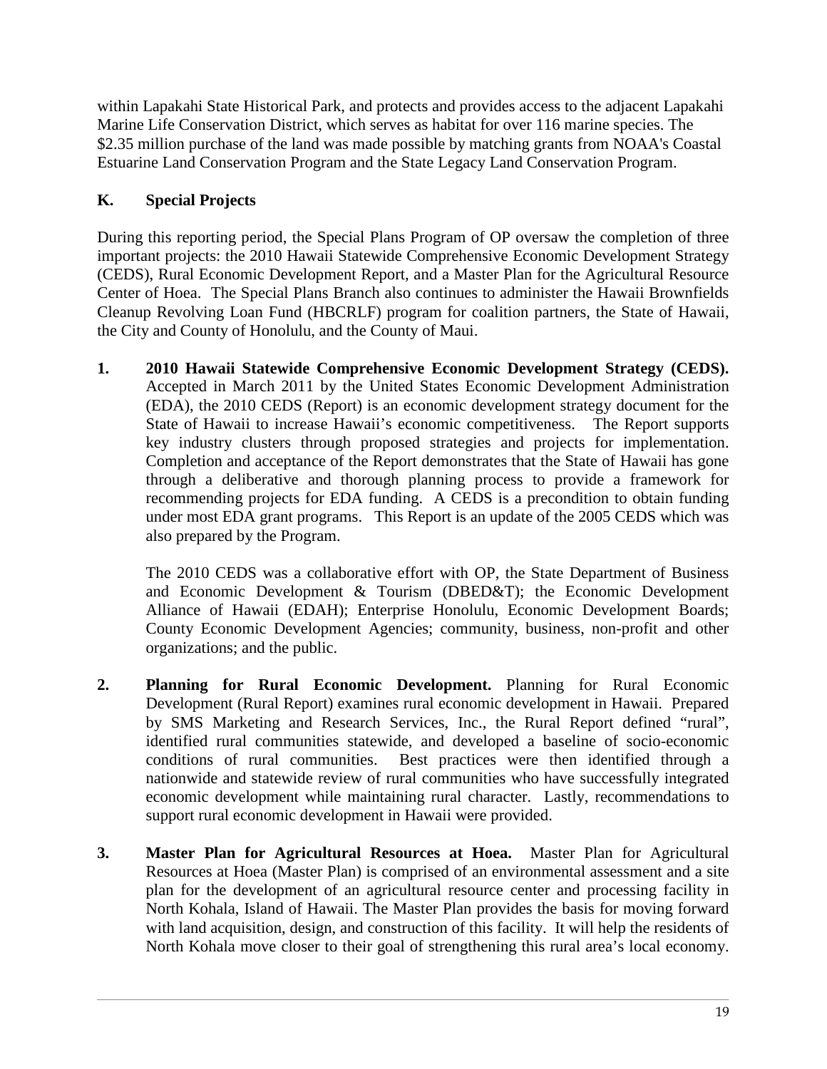within Lapakahi State Historical Park, and protects and provides access to the adjacent Lapakahi Marine Life Conservation District, which serves as habitat for over 116 marine species. The $2.35 million purchase of the land was made possible by matching grants from NOAA's Coastal Estuarine Land Conservation Program and the State Legacy Land Conservation Program.

## K. Special Projects

During this reporting period, the Special Plans Program of OP oversaw the completion of three important projects: the 2010 Hawaii Statewide Comprehensive Economic Development Strategy (CEDS), Rural Economic Development Report, and a Master Plan for the Agricultural Resource Center of Hoea. The Special Plans Branch also continues to administer the Hawaii Brownfields Cleanup Revolving Loan Fund (HBCRLF) program for coalition partners, the State of Hawaii, the City and County of Honolulu, and the County of Maui.

1. **2010 Hawaii Statewide Comprehensive Economic Development Strategy (CEDS).** Accepted in March 2011 by the United States Economic Development Administration (EDA), the 2010 CEDS (Report) is an economic development strategy document for the State of Hawaii to increase Hawaii's economic competitiveness. The Report supports key industry clusters through proposed strategies and projects for implementation. Completion and acceptance of the Report demonstrates that the State of Hawaii has gone through a deliberative and thorough planning process to provide a framework for recommending projects for EDA funding. A CEDS is a precondition to obtain funding under most EDA grant programs. This Report is an update of the 2005 CEDS which was also prepared by the Program.

   The 2010 CEDS was a collaborative effort with OP, the State Department of Business and Economic Development & Tourism (DBED&T); the Economic Development Alliance of Hawaii (EDAH); Enterprise Honolulu, Economic Development Boards; County Economic Development Agencies; community, business, non-profit and other organizations; and the public.

2. **Planning for Rural Economic Development.** Planning for Rural Economic Development (Rural Report) examines rural economic development in Hawaii. Prepared by SMS Marketing and Research Services, Inc., the Rural Report defined "rural", identified rural communities statewide, and developed a baseline of socio-economic conditions of rural communities. Best practices were then identified through a nationwide and statewide review of rural communities who have successfully integrated economic development while maintaining rural character. Lastly, recommendations to support rural economic development in Hawaii were provided.

3. **Master Plan for Agricultural Resources at Hoea.** Master Plan for Agricultural Resources at Hoea (Master Plan) is comprised of an environmental assessment and a site plan for the development of an agricultural resource center and processing facility in North Kohala, Island of Hawaii. The Master Plan provides the basis for moving forward with land acquisition, design, and construction of this facility. It will help the residents of North Kohala move closer to their goal of strengthening this rural area's local economy.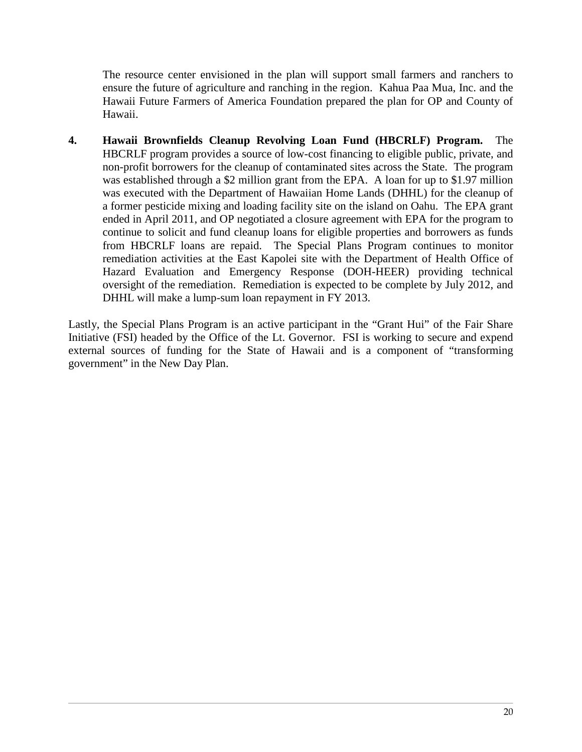The resource center envisioned in the plan will support small farmers and ranchers to ensure the future of agriculture and ranching in the region. Kahua Paa Mua, Inc. and the Hawaii Future Farmers of America Foundation prepared the plan for OP and County of Hawaii.

4. **Hawaii Brownfields Cleanup Revolving Loan Fund (HBCRLF) Program.** The HBCRLF program provides a source of low-cost financing to eligible public, private, and non-profit borrowers for the cleanup of contaminated sites across the State. The program was established through a $2 million grant from the EPA. A loan for up to $1.97 million was executed with the Department of Hawaiian Home Lands (DHHL) for the cleanup of a former pesticide mixing and loading facility site on the island on Oahu. The EPA grant ended in April 2011, and OP negotiated a closure agreement with EPA for the program to continue to solicit and fund cleanup loans for eligible properties and borrowers as funds from HBCRLF loans are repaid. The Special Plans Program continues to monitor remediation activities at the East Kapolei site with the Department of Health Office of Hazard Evaluation and Emergency Response (DOH-HEER) providing technical oversight of the remediation. Remediation is expected to be complete by July 2012, and DHHL will make a lump-sum loan repayment in FY 2013.

Lastly, the Special Plans Program is an active participant in the "Grant Hui" of the Fair Share Initiative (FSI) headed by the Office of the Lt. Governor. FSI is working to secure and expend external sources of funding for the State of Hawaii and is a component of "transforming government" in the New Day Plan.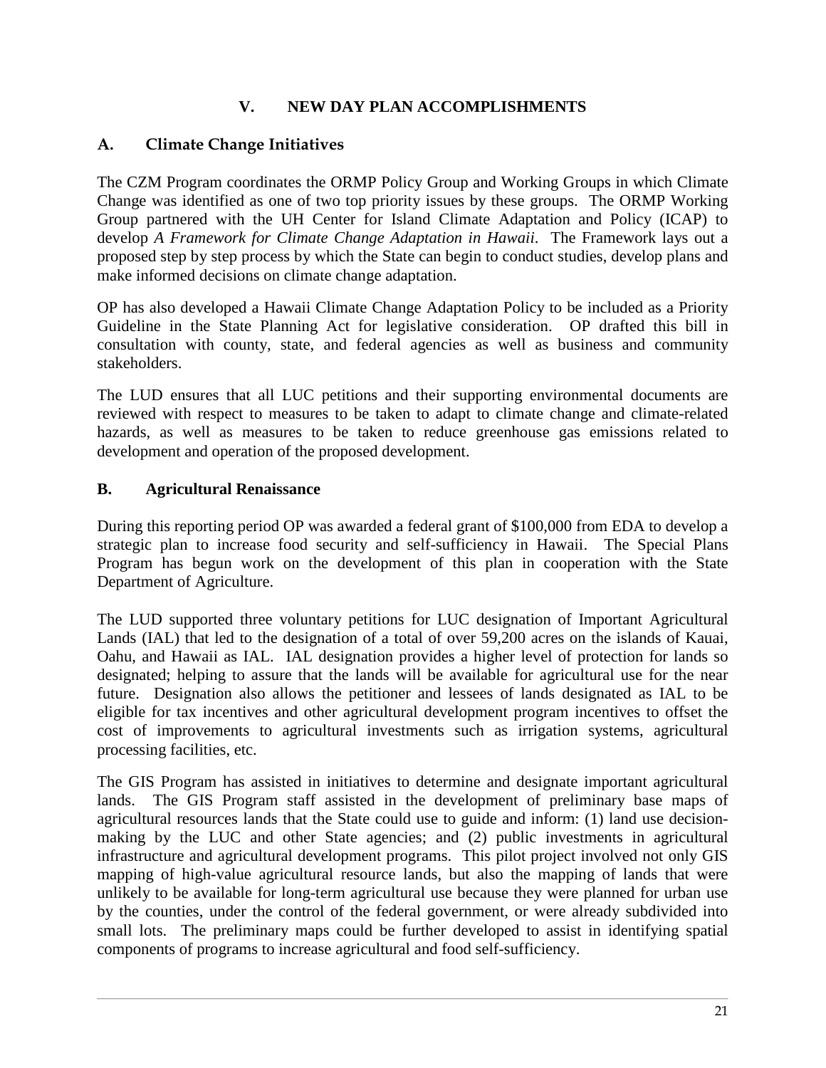# V. NEW DAY PLAN ACCOMPLISHMENTS

## A. Climate Change Initiatives

The CZM Program coordinates the ORMP Policy Group and Working Groups in which Climate Change was identified as one of two top priority issues by these groups. The ORMP Working Group partnered with the UH Center for Island Climate Adaptation and Policy (ICAP) to develop *A Framework for Climate Change Adaptation in Hawaii*. The Framework lays out a proposed step by step process by which the State can begin to conduct studies, develop plans and make informed decisions on climate change adaptation.

OP has also developed a Hawaii Climate Change Adaptation Policy to be included as a Priority Guideline in the State Planning Act for legislative consideration. OP drafted this bill in consultation with county, state, and federal agencies as well as business and community stakeholders.

The LUD ensures that all LUC petitions and their supporting environmental documents are reviewed with respect to measures to be taken to adapt to climate change and climate-related hazards, as well as measures to be taken to reduce greenhouse gas emissions related to development and operation of the proposed development.

## B. Agricultural Renaissance

During this reporting period OP was awarded a federal grant of $100,000 from EDA to develop a strategic plan to increase food security and self-sufficiency in Hawaii. The Special Plans Program has begun work on the development of this plan in cooperation with the State Department of Agriculture.

The LUD supported three voluntary petitions for LUC designation of Important Agricultural Lands (IAL) that led to the designation of a total of over 59,200 acres on the islands of Kauai, Oahu, and Hawaii as IAL. IAL designation provides a higher level of protection for lands so designated; helping to assure that the lands will be available for agricultural use for the near future. Designation also allows the petitioner and lessees of lands designated as IAL to be eligible for tax incentives and other agricultural development program incentives to offset the cost of improvements to agricultural investments such as irrigation systems, agricultural processing facilities, etc.

The GIS Program has assisted in initiatives to determine and designate important agricultural lands. The GIS Program staff assisted in the development of preliminary base maps of agricultural resources lands that the State could use to guide and inform: (1) land use decision-making by the LUC and other State agencies; and (2) public investments in agricultural infrastructure and agricultural development programs. This pilot project involved not only GIS mapping of high-value agricultural resource lands, but also the mapping of lands that were unlikely to be available for long-term agricultural use because they were planned for urban use by the counties, under the control of the federal government, or were already subdivided into small lots. The preliminary maps could be further developed to assist in identifying spatial components of programs to increase agricultural and food self-sufficiency.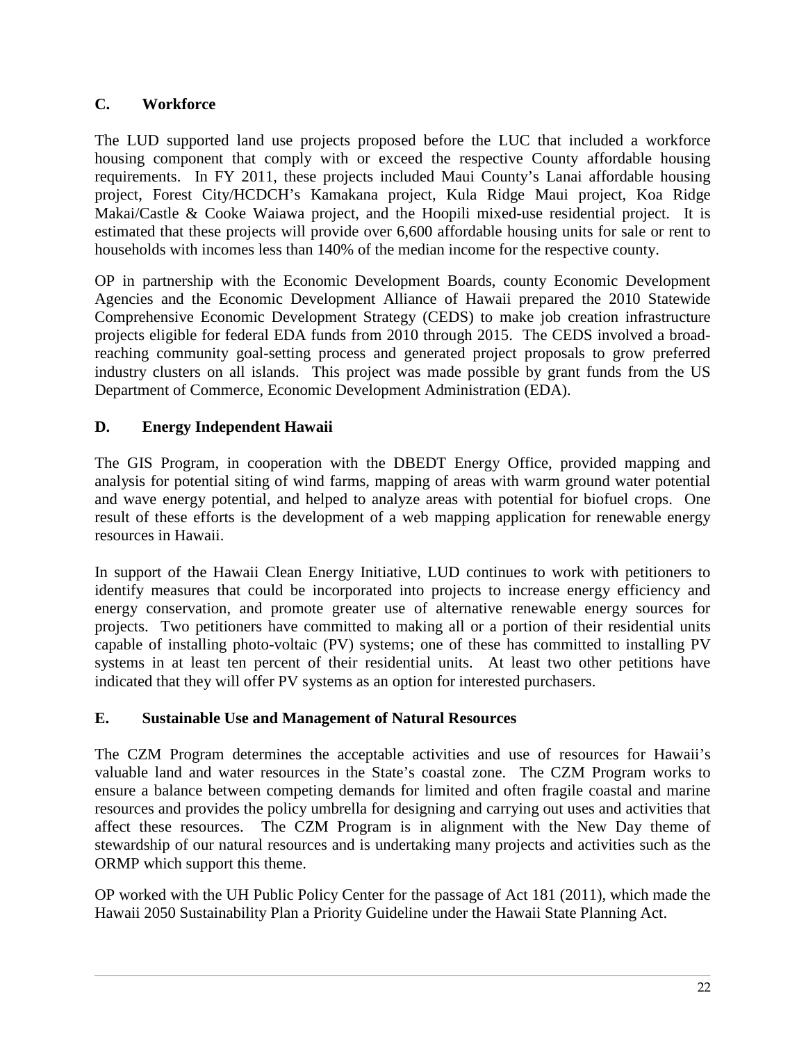### C. Workforce

The LUD supported land use projects proposed before the LUC that included a workforce housing component that comply with or exceed the respective County affordable housing requirements. In FY 2011, these projects included Maui County's Lanai affordable housing project, Forest City/HCDCH's Kamakana project, Kula Ridge Maui project, Koa Ridge Makai/Castle & Cooke Waiawa project, and the Hoopili mixed-use residential project. It is estimated that these projects will provide over 6,600 affordable housing units for sale or rent to households with incomes less than 140% of the median income for the respective county.

OP in partnership with the Economic Development Boards, county Economic Development Agencies and the Economic Development Alliance of Hawaii prepared the 2010 Statewide Comprehensive Economic Development Strategy (CEDS) to make job creation infrastructure projects eligible for federal EDA funds from 2010 through 2015. The CEDS involved a broad-reaching community goal-setting process and generated project proposals to grow preferred industry clusters on all islands. This project was made possible by grant funds from the US Department of Commerce, Economic Development Administration (EDA).

### D. Energy Independent Hawaii

The GIS Program, in cooperation with the DBEDT Energy Office, provided mapping and analysis for potential siting of wind farms, mapping of areas with warm ground water potential and wave energy potential, and helped to analyze areas with potential for biofuel crops. One result of these efforts is the development of a web mapping application for renewable energy resources in Hawaii.

In support of the Hawaii Clean Energy Initiative, LUD continues to work with petitioners to identify measures that could be incorporated into projects to increase energy efficiency and energy conservation, and promote greater use of alternative renewable energy sources for projects. Two petitioners have committed to making all or a portion of their residential units capable of installing photo-voltaic (PV) systems; one of these has committed to installing PV systems in at least ten percent of their residential units. At least two other petitions have indicated that they will offer PV systems as an option for interested purchasers.

### E. Sustainable Use and Management of Natural Resources

The CZM Program determines the acceptable activities and use of resources for Hawaii's valuable land and water resources in the State's coastal zone. The CZM Program works to ensure a balance between competing demands for limited and often fragile coastal and marine resources and provides the policy umbrella for designing and carrying out uses and activities that affect these resources. The CZM Program is in alignment with the New Day theme of stewardship of our natural resources and is undertaking many projects and activities such as the ORMP which support this theme.

OP worked with the UH Public Policy Center for the passage of Act 181 (2011), which made the Hawaii 2050 Sustainability Plan a Priority Guideline under the Hawaii State Planning Act.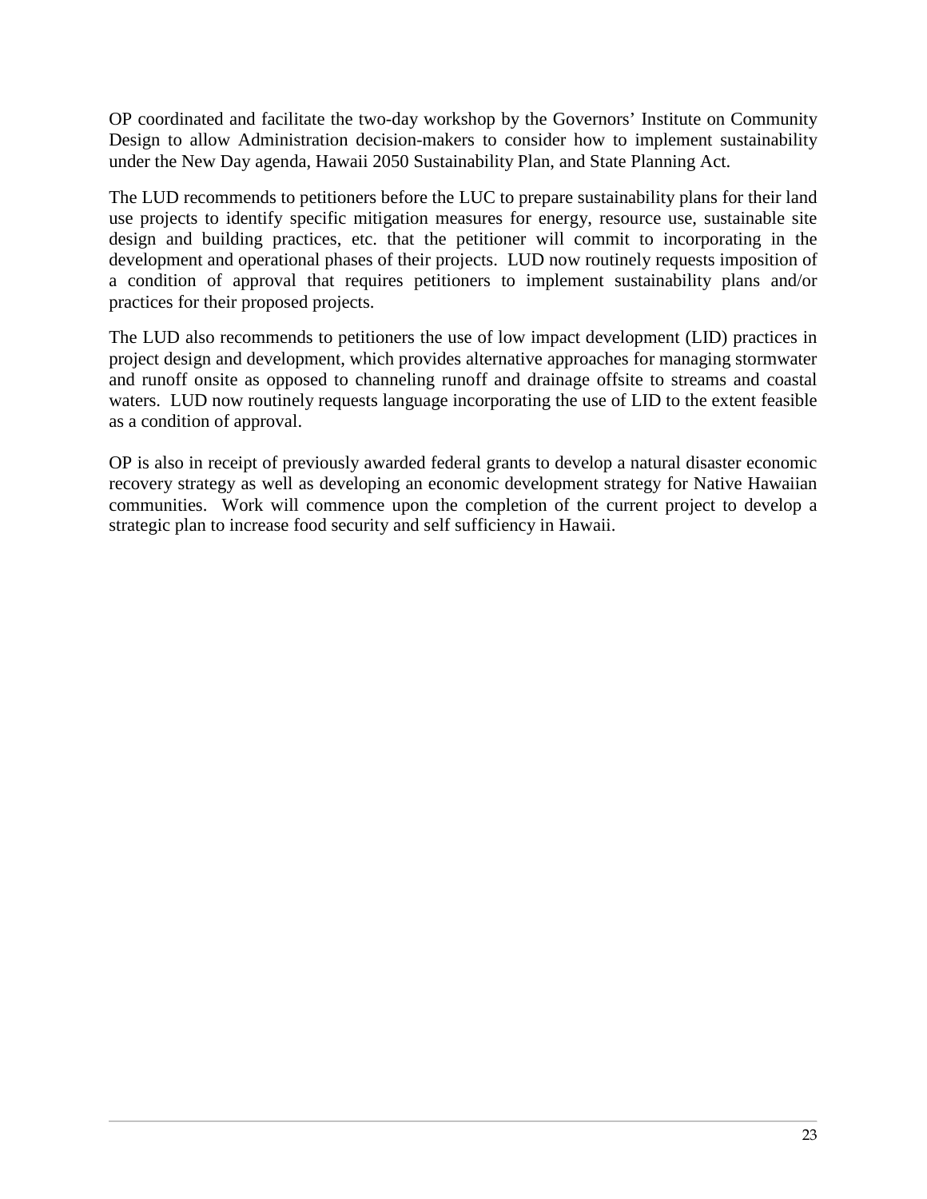OP coordinated and facilitate the two-day workshop by the Governors' Institute on Community Design to allow Administration decision-makers to consider how to implement sustainability under the New Day agenda, Hawaii 2050 Sustainability Plan, and State Planning Act.

The LUD recommends to petitioners before the LUC to prepare sustainability plans for their land use projects to identify specific mitigation measures for energy, resource use, sustainable site design and building practices, etc. that the petitioner will commit to incorporating in the development and operational phases of their projects. LUD now routinely requests imposition of a condition of approval that requires petitioners to implement sustainability plans and/or practices for their proposed projects.

The LUD also recommends to petitioners the use of low impact development (LID) practices in project design and development, which provides alternative approaches for managing stormwater and runoff onsite as opposed to channeling runoff and drainage offsite to streams and coastal waters. LUD now routinely requests language incorporating the use of LID to the extent feasible as a condition of approval.

OP is also in receipt of previously awarded federal grants to develop a natural disaster economic recovery strategy as well as developing an economic development strategy for Native Hawaiian communities. Work will commence upon the completion of the current project to develop a strategic plan to increase food security and self sufficiency in Hawaii.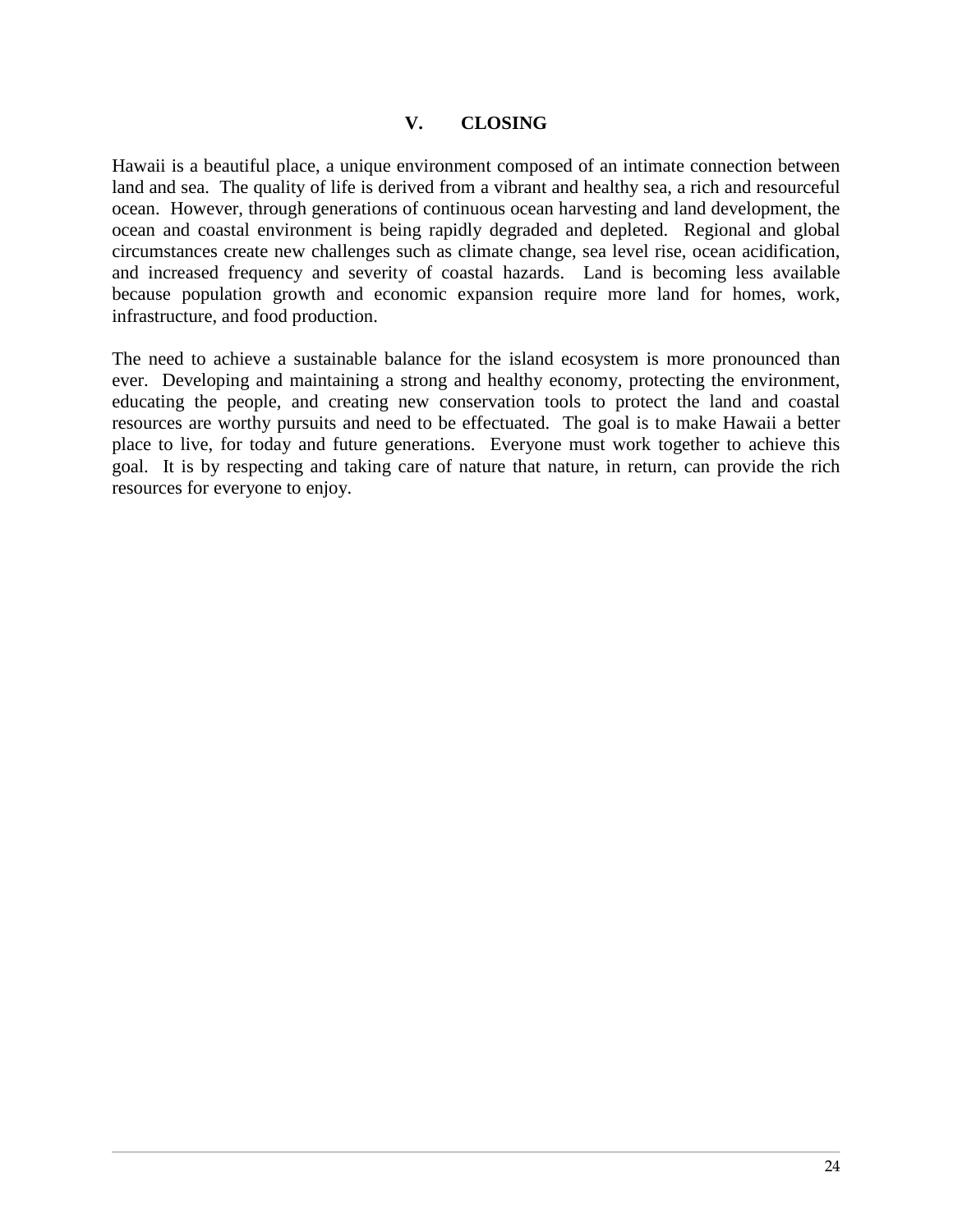## V. CLOSING

Hawaii is a beautiful place, a unique environment composed of an intimate connection between land and sea. The quality of life is derived from a vibrant and healthy sea, a rich and resourceful ocean. However, through generations of continuous ocean harvesting and land development, the ocean and coastal environment is being rapidly degraded and depleted. Regional and global circumstances create new challenges such as climate change, sea level rise, ocean acidification, and increased frequency and severity of coastal hazards. Land is becoming less available because population growth and economic expansion require more land for homes, work, infrastructure, and food production.

The need to achieve a sustainable balance for the island ecosystem is more pronounced than ever. Developing and maintaining a strong and healthy economy, protecting the environment, educating the people, and creating new conservation tools to protect the land and coastal resources are worthy pursuits and need to be effectuated. The goal is to make Hawaii a better place to live, for today and future generations. Everyone must work together to achieve this goal. It is by respecting and taking care of nature that nature, in return, can provide the rich resources for everyone to enjoy.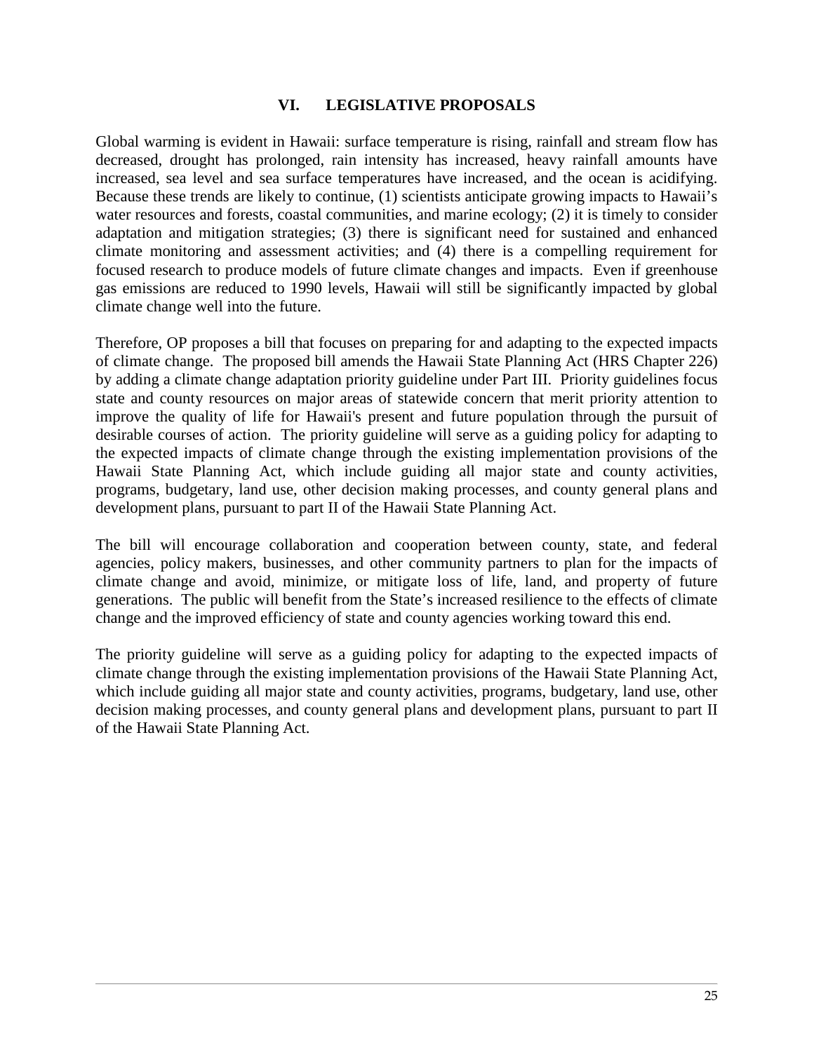# VI. LEGISLATIVE PROPOSALS

Global warming is evident in Hawaii: surface temperature is rising, rainfall and stream flow has decreased, drought has prolonged, rain intensity has increased, heavy rainfall amounts have increased, sea level and sea surface temperatures have increased, and the ocean is acidifying. Because these trends are likely to continue, (1) scientists anticipate growing impacts to Hawaii's water resources and forests, coastal communities, and marine ecology; (2) it is timely to consider adaptation and mitigation strategies; (3) there is significant need for sustained and enhanced climate monitoring and assessment activities; and (4) there is a compelling requirement for focused research to produce models of future climate changes and impacts. Even if greenhouse gas emissions are reduced to 1990 levels, Hawaii will still be significantly impacted by global climate change well into the future.

Therefore, OP proposes a bill that focuses on preparing for and adapting to the expected impacts of climate change. The proposed bill amends the Hawaii State Planning Act (HRS Chapter 226) by adding a climate change adaptation priority guideline under Part III. Priority guidelines focus state and county resources on major areas of statewide concern that merit priority attention to improve the quality of life for Hawaii's present and future population through the pursuit of desirable courses of action. The priority guideline will serve as a guiding policy for adapting to the expected impacts of climate change through the existing implementation provisions of the Hawaii State Planning Act, which include guiding all major state and county activities, programs, budgetary, land use, other decision making processes, and county general plans and development plans, pursuant to part II of the Hawaii State Planning Act.

The bill will encourage collaboration and cooperation between county, state, and federal agencies, policy makers, businesses, and other community partners to plan for the impacts of climate change and avoid, minimize, or mitigate loss of life, land, and property of future generations. The public will benefit from the State's increased resilience to the effects of climate change and the improved efficiency of state and county agencies working toward this end.

The priority guideline will serve as a guiding policy for adapting to the expected impacts of climate change through the existing implementation provisions of the Hawaii State Planning Act, which include guiding all major state and county activities, programs, budgetary, land use, other decision making processes, and county general plans and development plans, pursuant to part II of the Hawaii State Planning Act.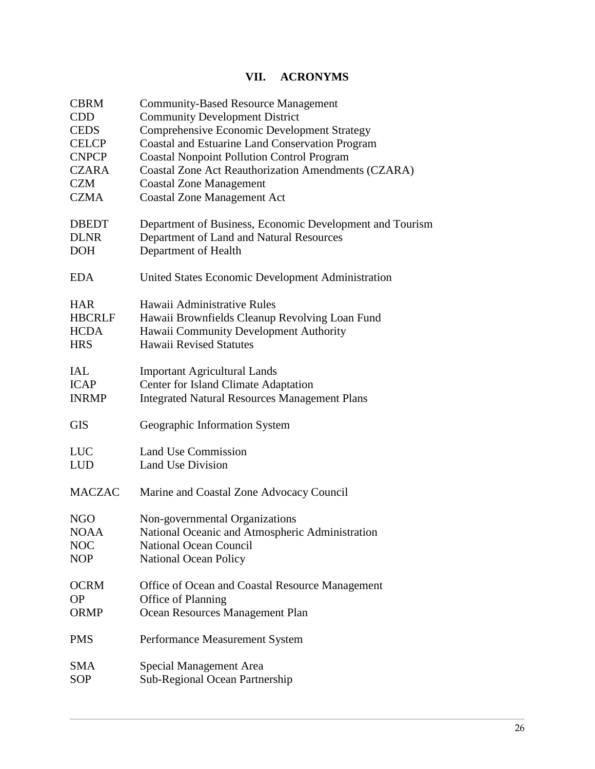## VII. ACRONYMS

| | |
|---|---|
| CBRM | Community-Based Resource Management |
| CDD | Community Development District |
| CEDS | Comprehensive Economic Development Strategy |
| CELCP | Coastal and Estuarine Land Conservation Program |
| CNPCP | Coastal Nonpoint Pollution Control Program |
| CZARA | Coastal Zone Act Reauthorization Amendments (CZARA) |
| CZM | Coastal Zone Management |
| CZMA | Coastal Zone Management Act |
| DBEDT | Department of Business, Economic Development and Tourism |
| DLNR | Department of Land and Natural Resources |
| DOH | Department of Health |
| EDA | United States Economic Development Administration |
| HAR | Hawaii Administrative Rules |
| HBCRLF | Hawaii Brownfields Cleanup Revolving Loan Fund |
| HCDA | Hawaii Community Development Authority |
| HRS | Hawaii Revised Statutes |
| IAL | Important Agricultural Lands |
| ICAP | Center for Island Climate Adaptation |
| INRMP | Integrated Natural Resources Management Plans |
| GIS | Geographic Information System |
| LUC | Land Use Commission |
| LUD | Land Use Division |
| MACZAC | Marine and Coastal Zone Advocacy Council |
| NGO | Non-governmental Organizations |
| NOAA | National Oceanic and Atmospheric Administration |
| NOC | National Ocean Council |
| NOP | National Ocean Policy |
| OCRM | Office of Ocean and Coastal Resource Management |
| OP | Office of Planning |
| ORMP | Ocean Resources Management Plan |
| PMS | Performance Measurement System |
| SMA | Special Management Area |
| SOP | Sub-Regional Ocean Partnership |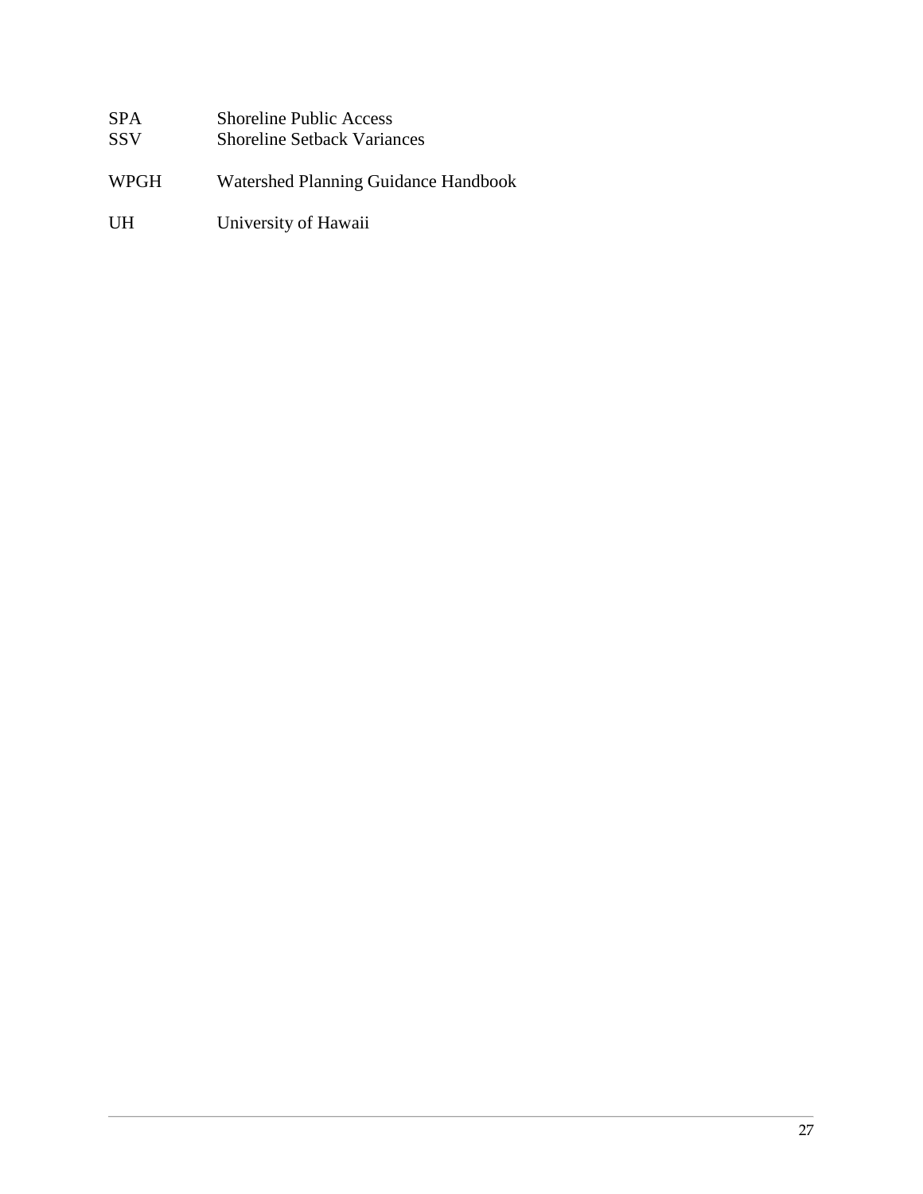| | |
|---|---|
| SPA | Shoreline Public Access |
| SSV | Shoreline Setback Variances |
| WPGH | Watershed Planning Guidance Handbook |
| UH | University of Hawaii |